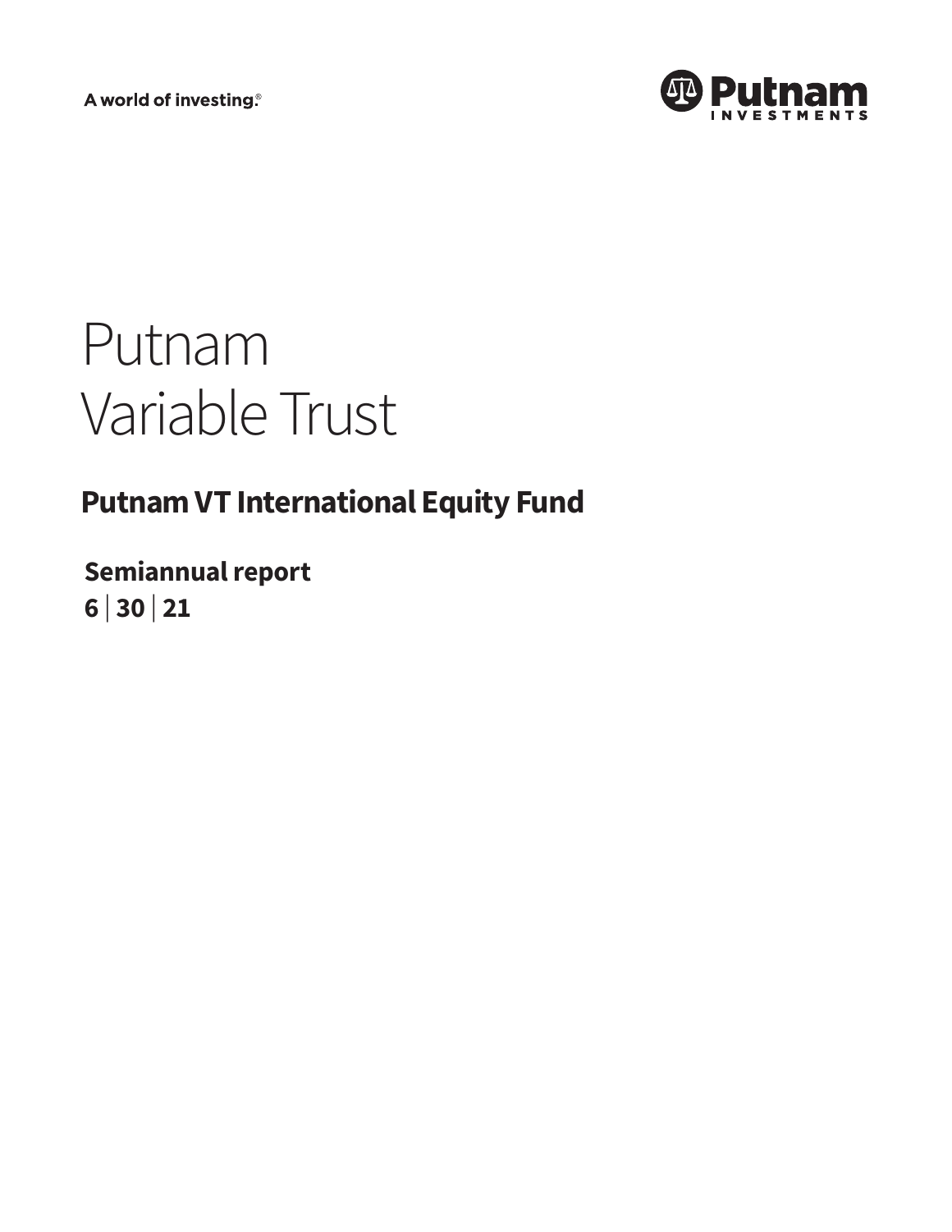A world of investing.®

Putnam INVESTMENTS

# Putnam Variable Trust

## Putnam VT International Equity Fund

**Semiannual report**
**6 | 30 | 21**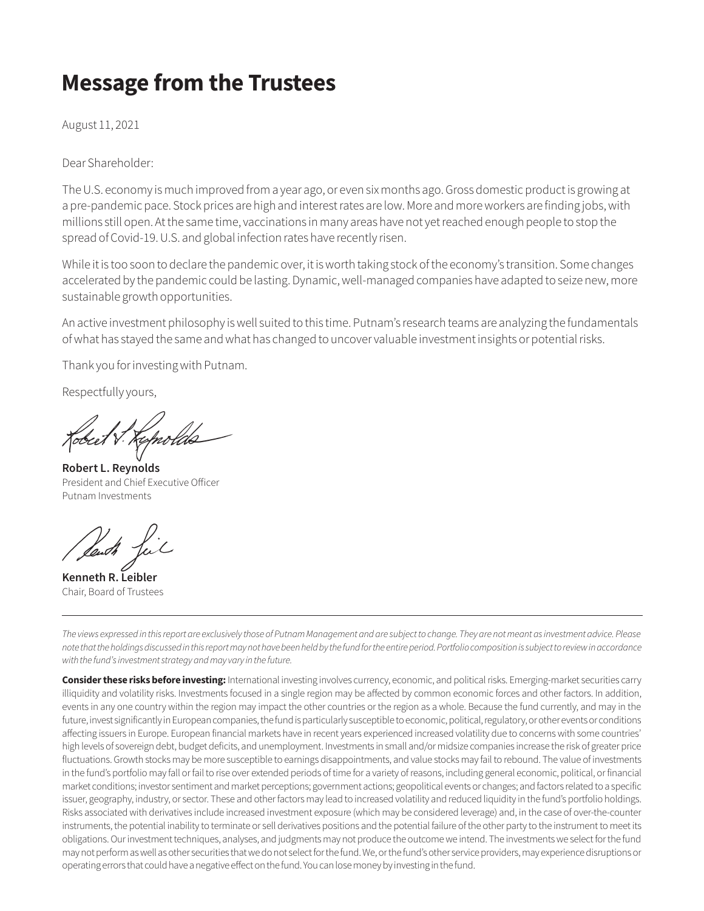# Message from the Trustees

August 11, 2021

Dear Shareholder:

The U.S. economy is much improved from a year ago, or even six months ago. Gross domestic product is growing at a pre-pandemic pace. Stock prices are high and interest rates are low. More and more workers are finding jobs, with millions still open. At the same time, vaccinations in many areas have not yet reached enough people to stop the spread of Covid-19. U.S. and global infection rates have recently risen.

While it is too soon to declare the pandemic over, it is worth taking stock of the economy's transition. Some changes accelerated by the pandemic could be lasting. Dynamic, well-managed companies have adapted to seize new, more sustainable growth opportunities.

An active investment philosophy is well suited to this time. Putnam's research teams are analyzing the fundamentals of what has stayed the same and what has changed to uncover valuable investment insights or potential risks.

Thank you for investing with Putnam.

Respectfully yours,

**Robert L. Reynolds**
President and Chief Executive Officer
Putnam Investments

**Kenneth R. Leibler**
Chair, Board of Trustees

---

*The views expressed in this report are exclusively those of Putnam Management and are subject to change. They are not meant as investment advice. Please note that the holdings discussed in this report may not have been held by the fund for the entire period. Portfolio composition is subject to review in accordance with the fund's investment strategy and may vary in the future.*

**Consider these risks before investing:** International investing involves currency, economic, and political risks. Emerging-market securities carry illiquidity and volatility risks. Investments focused in a single region may be affected by common economic forces and other factors. In addition, events in any one country within the region may impact the other countries or the region as a whole. Because the fund currently, and may in the future, invest significantly in European companies, the fund is particularly susceptible to economic, political, regulatory, or other events or conditions affecting issuers in Europe. European financial markets have in recent years experienced increased volatility due to concerns with some countries' high levels of sovereign debt, budget deficits, and unemployment. Investments in small and/or midsize companies increase the risk of greater price fluctuations. Growth stocks may be more susceptible to earnings disappointments, and value stocks may fail to rebound. The value of investments in the fund's portfolio may fall or fail to rise over extended periods of time for a variety of reasons, including general economic, political, or financial market conditions; investor sentiment and market perceptions; government actions; geopolitical events or changes; and factors related to a specific issuer, geography, industry, or sector. These and other factors may lead to increased volatility and reduced liquidity in the fund's portfolio holdings. Risks associated with derivatives include increased investment exposure (which may be considered leverage) and, in the case of over-the-counter instruments, the potential inability to terminate or sell derivatives positions and the potential failure of the other party to the instrument to meet its obligations. Our investment techniques, analyses, and judgments may not produce the outcome we intend. The investments we select for the fund may not perform as well as other securities that we do not select for the fund. We, or the fund's other service providers, may experience disruptions or operating errors that could have a negative effect on the fund. You can lose money by investing in the fund.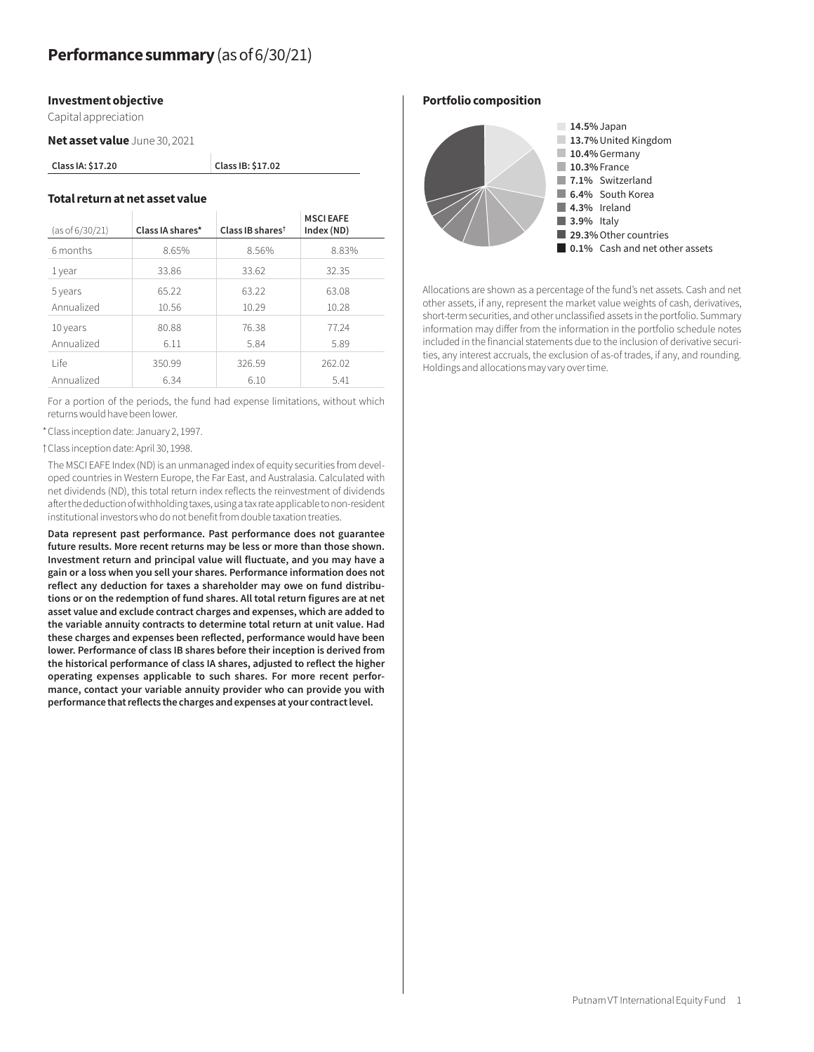# Performance summary (as of 6/30/21)

### Investment objective

Capital appreciation

**Net asset value** June 30, 2021

| Class IA: $17.20 | Class IB: $17.02 |
|---|---|

### Total return at net asset value

| (as of 6/30/21) | Class IA shares* | Class IB shares† | MSCI EAFE Index (ND) |
|---|---|---|---|
| 6 months | 8.65% | 8.56% | 8.83% |
| 1 year | 33.86 | 33.62 | 32.35 |
| 5 years | 65.22 | 63.22 | 63.08 |
| Annualized | 10.56 | 10.29 | 10.28 |
| 10 years | 80.88 | 76.38 | 77.24 |
| Annualized | 6.11 | 5.84 | 5.89 |
| Life | 350.99 | 326.59 | 262.02 |
| Annualized | 6.34 | 6.10 | 5.41 |

For a portion of the periods, the fund had expense limitations, without which returns would have been lower.

\* Class inception date: January 2, 1997.

† Class inception date: April 30, 1998.

The MSCI EAFE Index (ND) is an unmanaged index of equity securities from developed countries in Western Europe, the Far East, and Australasia. Calculated with net dividends (ND), this total return index reflects the reinvestment of dividends after the deduction of withholding taxes, using a tax rate applicable to non-resident institutional investors who do not benefit from double taxation treaties.

**Data represent past performance. Past performance does not guarantee future results. More recent returns may be less or more than those shown. Investment return and principal value will fluctuate, and you may have a gain or a loss when you sell your shares. Performance information does not reflect any deduction for taxes a shareholder may owe on fund distributions or on the redemption of fund shares. All total return figures are at net asset value and exclude contract charges and expenses, which are added to the variable annuity contracts to determine total return at unit value. Had these charges and expenses been reflected, performance would have been lower. Performance of class IB shares before their inception is derived from the historical performance of class IA shares, adjusted to reflect the higher operating expenses applicable to such shares. For more recent performance, contact your variable annuity provider who can provide you with performance that reflects the charges and expenses at your contract level.**

### Portfolio composition

- **14.5%** Japan
- **13.7%** United Kingdom
- **10.4%** Germany
- **10.3%** France
- **7.1%** Switzerland
- **6.4%** South Korea
- **4.3%** Ireland
- **3.9%** Italy
- **29.3%** Other countries
- **0.1%** Cash and net other assets

Allocations are shown as a percentage of the fund's net assets. Cash and net other assets, if any, represent the market value weights of cash, derivatives, short-term securities, and other unclassified assets in the portfolio. Summary information may differ from the information in the portfolio schedule notes included in the financial statements due to the inclusion of derivative securities, any interest accruals, the exclusion of as-of trades, if any, and rounding. Holdings and allocations may vary over time.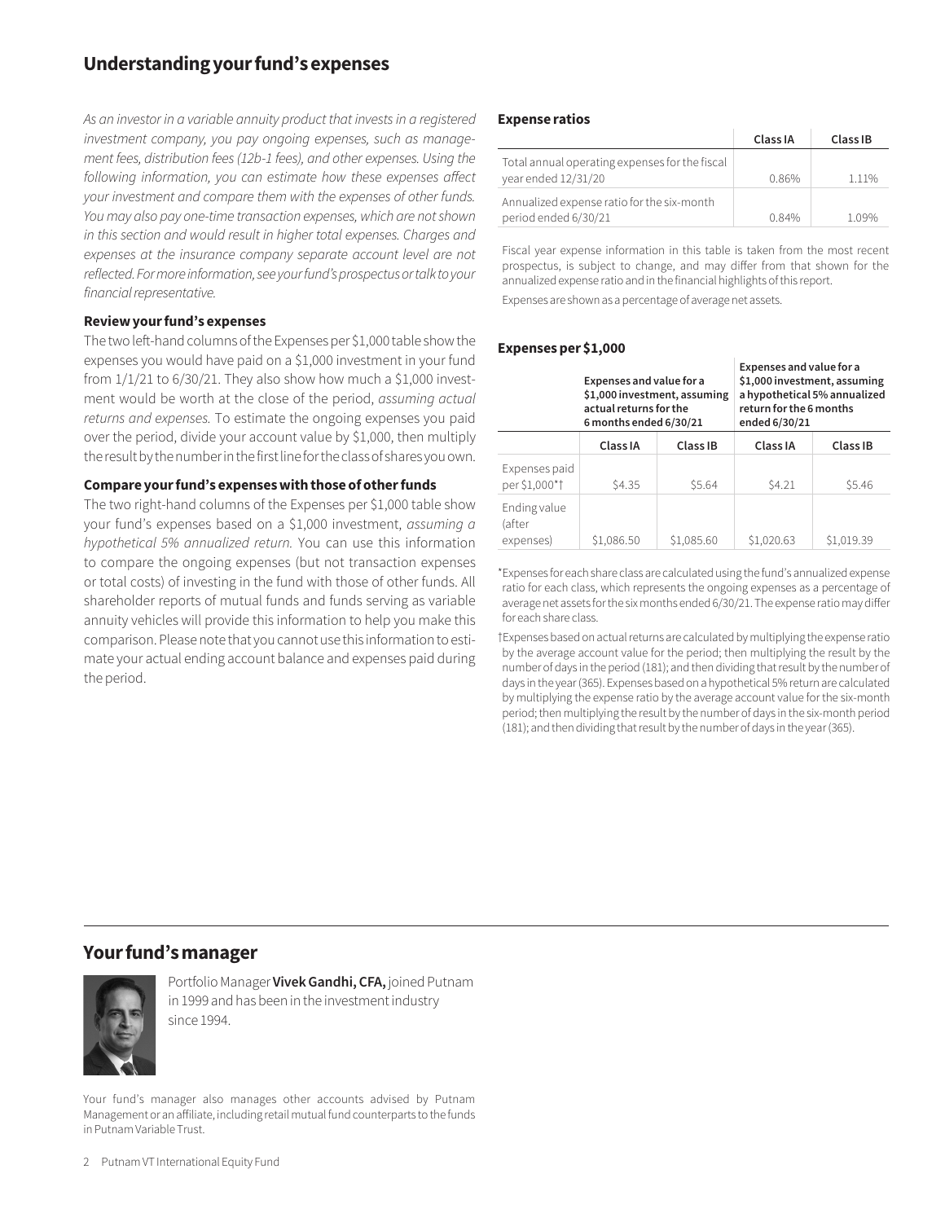## Understanding your fund's expenses

*As an investor in a variable annuity product that invests in a registered investment company, you pay ongoing expenses, such as management fees, distribution fees (12b-1 fees), and other expenses. Using the following information, you can estimate how these expenses affect your investment and compare them with the expenses of other funds. You may also pay one-time transaction expenses, which are not shown in this section and would result in higher total expenses. Charges and expenses at the insurance company separate account level are not reflected. For more information, see your fund's prospectus or talk to your financial representative.*

### Review your fund's expenses

The two left-hand columns of the Expenses per $1,000 table show the expenses you would have paid on a $1,000 investment in your fund from 1/1/21 to 6/30/21. They also show how much a $1,000 investment would be worth at the close of the period, *assuming actual returns and expenses.* To estimate the ongoing expenses you paid over the period, divide your account value by $1,000, then multiply the result by the number in the first line for the class of shares you own.

### Compare your fund's expenses with those of other funds

The two right-hand columns of the Expenses per $1,000 table show your fund's expenses based on a $1,000 investment, *assuming a hypothetical 5% annualized return.* You can use this information to compare the ongoing expenses (but not transaction expenses or total costs) of investing in the fund with those of other funds. All shareholder reports of mutual funds and funds serving as variable annuity vehicles will provide this information to help you make this comparison. Please note that you cannot use this information to estimate your actual ending account balance and expenses paid during the period.

### Expense ratios

| | Class IA | Class IB |
|---|---|---|
| Total annual operating expenses for the fiscal year ended 12/31/20 | 0.86% | 1.11% |
| Annualized expense ratio for the six-month period ended 6/30/21 | 0.84% | 1.09% |

Fiscal year expense information in this table is taken from the most recent prospectus, is subject to change, and may differ from that shown for the annualized expense ratio and in the financial highlights of this report.

Expenses are shown as a percentage of average net assets.

### Expenses per $1,000

| | Expenses and value for a $1,000 investment, assuming actual returns for the 6 months ended 6/30/21 | | Expenses and value for a $1,000 investment, assuming a hypothetical 5% annualized return for the 6 months ended 6/30/21 | |
|---|---|---|---|---|
| | Class IA | Class IB | Class IA | Class IB |
| Expenses paid per $1,000*† | $4.35 | $5.64 | $4.21 | $5.46 |
| Ending value (after expenses) | $1,086.50 | $1,085.60 | $1,020.63 | $1,019.39 |

*Expenses for each share class are calculated using the fund's annualized expense ratio for each class, which represents the ongoing expenses as a percentage of average net assets for the six months ended 6/30/21. The expense ratio may differ for each share class.

†Expenses based on actual returns are calculated by multiplying the expense ratio by the average account value for the period; then multiplying the result by the number of days in the period (181); and then dividing that result by the number of days in the year (365). Expenses based on a hypothetical 5% return are calculated by multiplying the expense ratio by the average account value for the six-month period; then multiplying the result by the number of days in the six-month period (181); and then dividing that result by the number of days in the year (365).

## Your fund's manager

Portfolio Manager **Vivek Gandhi, CFA,** joined Putnam in 1999 and has been in the investment industry since 1994.

Your fund's manager also manages other accounts advised by Putnam Management or an affiliate, including retail mutual fund counterparts to the funds in Putnam Variable Trust.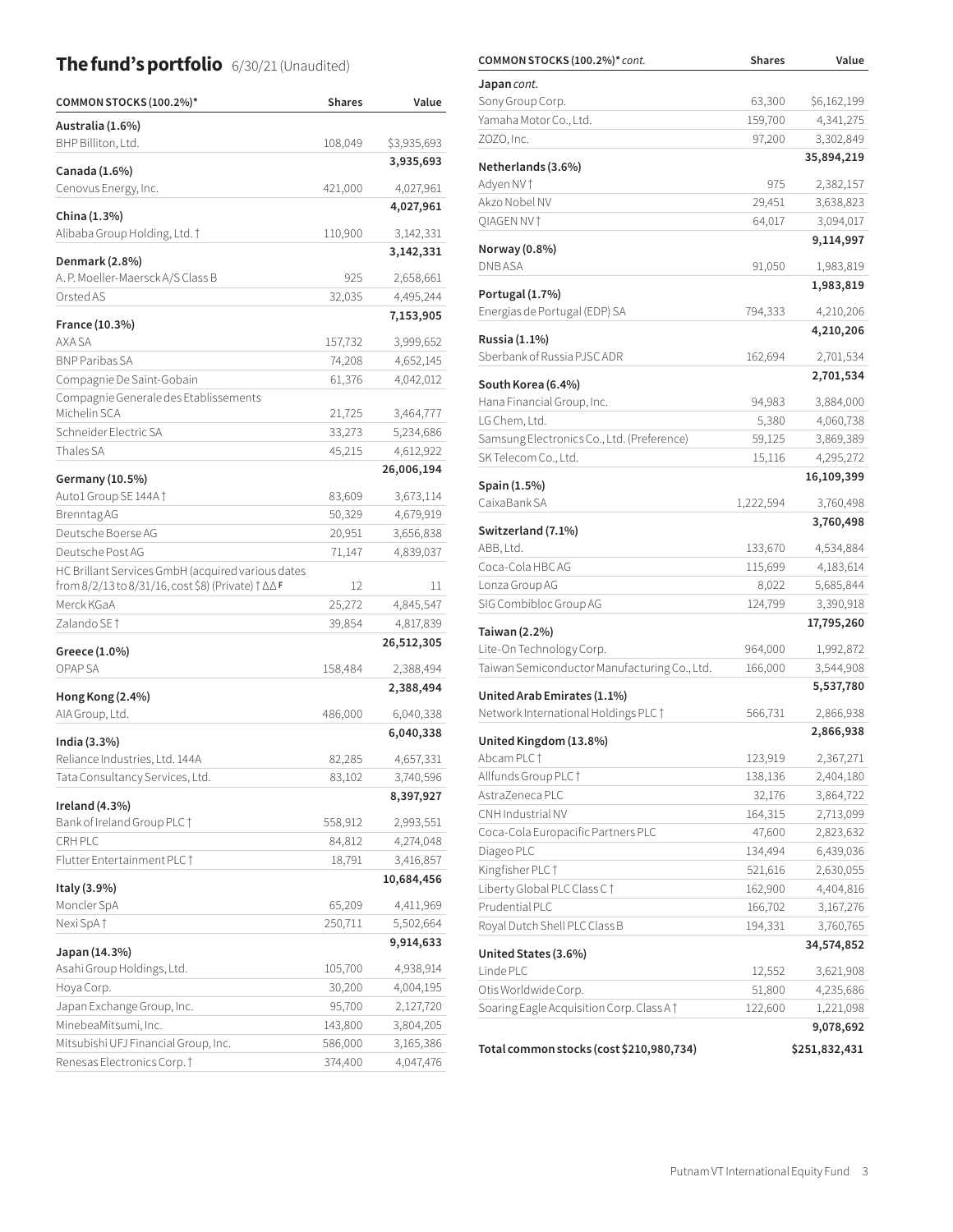## The fund's portfolio 6/30/21 (Unaudited)

| COMMON STOCKS (100.2%)* | Shares | Value |
|---|---|---|
| **Australia (1.6%)** | | |
| BHP Billiton, Ltd. | 108,049 | $3,935,693 |
| | | **3,935,693** |
| **Canada (1.6%)** | | |
| Cenovus Energy, Inc. | 421,000 | 4,027,961 |
| | | **4,027,961** |
| **China (1.3%)** | | |
| Alibaba Group Holding, Ltd. † | 110,900 | 3,142,331 |
| | | **3,142,331** |
| **Denmark (2.8%)** | | |
| A. P. Moeller-Maersck A/S Class B | 925 | 2,658,661 |
| Orsted AS | 32,035 | 4,495,244 |
| | | **7,153,905** |
| **France (10.3%)** | | |
| AXA SA | 157,732 | 3,999,652 |
| BNP Paribas SA | 74,208 | 4,652,145 |
| Compagnie De Saint-Gobain | 61,376 | 4,042,012 |
| Compagnie Generale des Etablissements Michelin SCA | 21,725 | 3,464,777 |
| Schneider Electric SA | 33,273 | 5,234,686 |
| Thales SA | 45,215 | 4,612,922 |
| | | **26,006,194** |
| **Germany (10.5%)** | | |
| Auto1 Group SE 144A † | 83,609 | 3,673,114 |
| Brenntag AG | 50,329 | 4,679,919 |
| Deutsche Boerse AG | 20,951 | 3,656,838 |
| Deutsche Post AG | 71,147 | 4,839,037 |
| HC Brillant Services GmbH (acquired various dates from 8/2/13 to 8/31/16, cost $8) (Private) † ΔΔ F | 12 | 11 |
| Merck KGaA | 25,272 | 4,845,547 |
| Zalando SE † | 39,854 | 4,817,839 |
| | | **26,512,305** |
| **Greece (1.0%)** | | |
| OPAP SA | 158,484 | 2,388,494 |
| | | **2,388,494** |
| **Hong Kong (2.4%)** | | |
| AIA Group, Ltd. | 486,000 | 6,040,338 |
| | | **6,040,338** |
| **India (3.3%)** | | |
| Reliance Industries, Ltd. 144A | 82,285 | 4,657,331 |
| Tata Consultancy Services, Ltd. | 83,102 | 3,740,596 |
| | | **8,397,927** |
| **Ireland (4.3%)** | | |
| Bank of Ireland Group PLC † | 558,912 | 2,993,551 |
| CRH PLC | 84,812 | 4,274,048 |
| Flutter Entertainment PLC † | 18,791 | 3,416,857 |
| | | **10,684,456** |
| **Italy (3.9%)** | | |
| Moncler SpA | 65,209 | 4,411,969 |
| Nexi SpA † | 250,711 | 5,502,664 |
| | | **9,914,633** |
| **Japan (14.3%)** | | |
| Asahi Group Holdings, Ltd. | 105,700 | 4,938,914 |
| Hoya Corp. | 30,200 | 4,004,195 |
| Japan Exchange Group, Inc. | 95,700 | 2,127,720 |
| MinebeaMitsumi, Inc. | 143,800 | 3,804,205 |
| Mitsubishi UFJ Financial Group, Inc. | 586,000 | 3,165,386 |
| Renesas Electronics Corp. † | 374,400 | 4,047,476 |
| Sony Group Corp. | 63,300 | $6,162,199 |
| Yamaha Motor Co., Ltd. | 159,700 | 4,341,275 |
| ZOZO, Inc. | 97,200 | 3,302,849 |
| | | **35,894,219** |
| **Netherlands (3.6%)** | | |
| Adyen NV † | 975 | 2,382,157 |
| Akzo Nobel NV | 29,451 | 3,638,823 |
| QIAGEN NV † | 64,017 | 3,094,017 |
| | | **9,114,997** |
| **Norway (0.8%)** | | |
| DNB ASA | 91,050 | 1,983,819 |
| | | **1,983,819** |
| **Portugal (1.7%)** | | |
| Energias de Portugal (EDP) SA | 794,333 | 4,210,206 |
| | | **4,210,206** |
| **Russia (1.1%)** | | |
| Sberbank of Russia PJSC ADR | 162,694 | 2,701,534 |
| | | **2,701,534** |
| **South Korea (6.4%)** | | |
| Hana Financial Group, Inc. | 94,983 | 3,884,000 |
| LG Chem, Ltd. | 5,380 | 4,060,738 |
| Samsung Electronics Co., Ltd. (Preference) | 59,125 | 3,869,389 |
| SK Telecom Co., Ltd. | 15,116 | 4,295,272 |
| | | **16,109,399** |
| **Spain (1.5%)** | | |
| CaixaBank SA | 1,222,594 | 3,760,498 |
| | | **3,760,498** |
| **Switzerland (7.1%)** | | |
| ABB, Ltd. | 133,670 | 4,534,884 |
| Coca-Cola HBC AG | 115,699 | 4,183,614 |
| Lonza Group AG | 8,022 | 5,685,844 |
| SIG Combibloc Group AG | 124,799 | 3,390,918 |
| | | **17,795,260** |
| **Taiwan (2.2%)** | | |
| Lite-On Technology Corp. | 964,000 | 1,992,872 |
| Taiwan Semiconductor Manufacturing Co., Ltd. | 166,000 | 3,544,908 |
| | | **5,537,780** |
| **United Arab Emirates (1.1%)** | | |
| Network International Holdings PLC † | 566,731 | 2,866,938 |
| | | **2,866,938** |
| **United Kingdom (13.8%)** | | |
| Abcam PLC † | 123,919 | 2,367,271 |
| Allfunds Group PLC † | 138,136 | 2,404,180 |
| AstraZeneca PLC | 32,176 | 3,864,722 |
| CNH Industrial NV | 164,315 | 2,713,099 |
| Coca-Cola Europacific Partners PLC | 47,600 | 2,823,632 |
| Diageo PLC | 134,494 | 6,439,036 |
| Kingfisher PLC † | 521,616 | 2,630,055 |
| Liberty Global PLC Class C † | 162,900 | 4,404,816 |
| Prudential PLC | 166,702 | 3,167,276 |
| Royal Dutch Shell PLC Class B | 194,331 | 3,760,765 |
| | | **34,574,852** |
| **United States (3.6%)** | | |
| Linde PLC | 12,552 | 3,621,908 |
| Otis Worldwide Corp. | 51,800 | 4,235,686 |
| Soaring Eagle Acquisition Corp. Class A † | 122,600 | 1,221,098 |
| | | **9,078,692** |
| **Total common stocks (cost $210,980,734)** | | **$251,832,431** |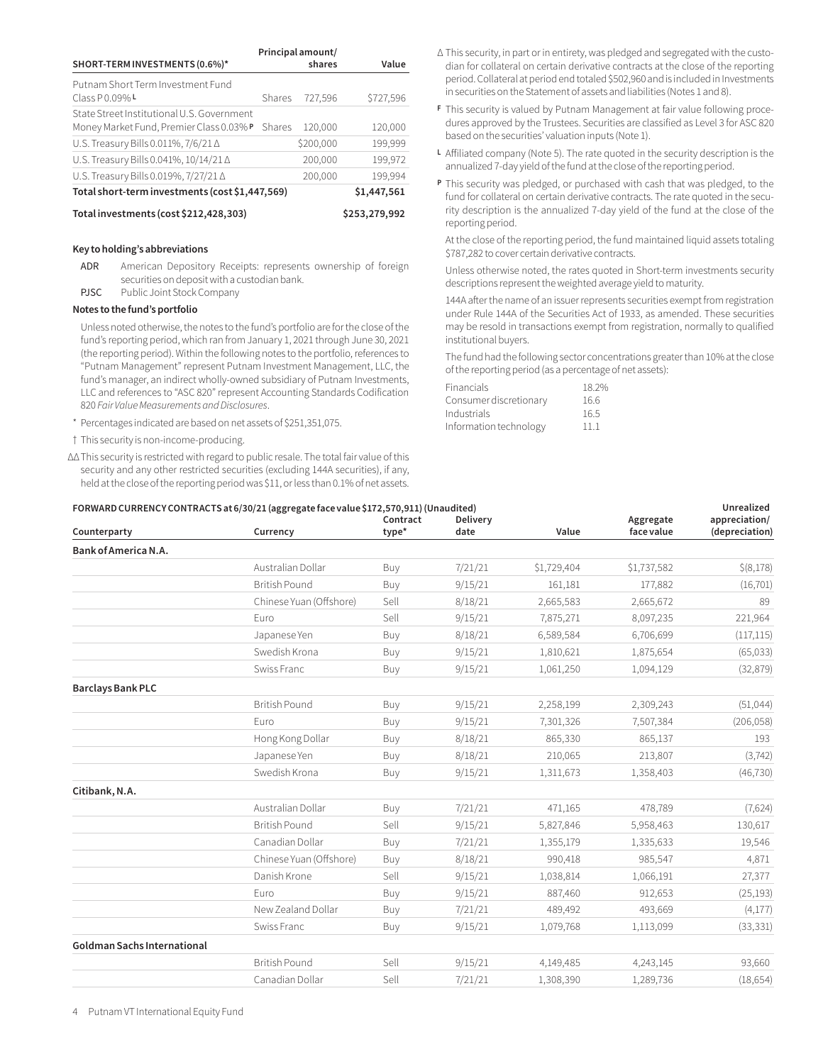| SHORT-TERM INVESTMENTS (0.6%)* | Principal amount/ shares | | Value |
|---|---|---|---|
| Putnam Short Term Investment Fund Class P 0.09% L | Shares | 727,596 | $727,596 |
| State Street Institutional U.S. Government Money Market Fund, Premier Class 0.03% P | Shares | 120,000 | 120,000 |
| U.S. Treasury Bills 0.011%, 7/6/21 ∆ | | $200,000 | 199,999 |
| U.S. Treasury Bills 0.041%, 10/14/21 ∆ | | 200,000 | 199,972 |
| U.S. Treasury Bills 0.019%, 7/27/21 ∆ | | 200,000 | 199,994 |
| **Total short-term investments (cost $1,447,569)** | | | **$1,447,561** |
| **Total investments (cost $212,428,303)** | | | **$253,279,992** |

**Key to holding's abbreviations**

- ADR American Depository Receipts: represents ownership of foreign securities on deposit with a custodian bank.
- PJSC Public Joint Stock Company

**Notes to the fund's portfolio**

Unless noted otherwise, the notes to the fund's portfolio are for the close of the fund's reporting period, which ran from January 1, 2021 through June 30, 2021 (the reporting period). Within the following notes to the portfolio, references to "Putnam Management" represent Putnam Investment Management, LLC, the fund's manager, an indirect wholly-owned subsidiary of Putnam Investments, LLC and references to "ASC 820" represent Accounting Standards Codification 820 *Fair Value Measurements and Disclosures*.

\* Percentages indicated are based on net assets of $251,351,075.

† This security is non-income-producing.

∆∆ This security is restricted with regard to public resale. The total fair value of this security and any other restricted securities (excluding 144A securities), if any, held at the close of the reporting period was $11, or less than 0.1% of net assets.

∆ This security, in part or in entirety, was pledged and segregated with the custodian for collateral on certain derivative contracts at the close of the reporting period. Collateral at period end totaled $502,960 and is included in Investments in securities on the Statement of assets and liabilities (Notes 1 and 8).

F This security is valued by Putnam Management at fair value following procedures approved by the Trustees. Securities are classified as Level 3 for ASC 820 based on the securities' valuation inputs (Note 1).

L Affiliated company (Note 5). The rate quoted in the security description is the annualized 7-day yield of the fund at the close of the reporting period.

P This security was pledged, or purchased with cash that was pledged, to the fund for collateral on certain derivative contracts. The rate quoted in the security description is the annualized 7-day yield of the fund at the close of the reporting period.

At the close of the reporting period, the fund maintained liquid assets totaling $787,282 to cover certain derivative contracts.

Unless otherwise noted, the rates quoted in Short-term investments security descriptions represent the weighted average yield to maturity.

144A after the name of an issuer represents securities exempt from registration under Rule 144A of the Securities Act of 1933, as amended. These securities may be resold in transactions exempt from registration, normally to qualified institutional buyers.

The fund had the following sector concentrations greater than 10% at the close of the reporting period (as a percentage of net assets):

| | |
|---|---|
| Financials | 18.2% |
| Consumer discretionary | 16.6 |
| Industrials | 16.5 |
| Information technology | 11.1 |

**FORWARD CURRENCY CONTRACTS at 6/30/21 (aggregate face value $172,570,911) (Unaudited)**

| Counterparty | Currency | Contract type* | Delivery date | Value | Aggregate face value | Unrealized appreciation/ (depreciation) |
|---|---|---|---|---|---|---|
| **Bank of America N.A.** | | | | | | |
| | Australian Dollar | Buy | 7/21/21 | $1,729,404 | $1,737,582 | $(8,178) |
| | British Pound | Buy | 9/15/21 | 161,181 | 177,882 | (16,701) |
| | Chinese Yuan (Offshore) | Sell | 8/18/21 | 2,665,583 | 2,665,672 | 89 |
| | Euro | Sell | 9/15/21 | 7,875,271 | 8,097,235 | 221,964 |
| | Japanese Yen | Buy | 8/18/21 | 6,589,584 | 6,706,699 | (117,115) |
| | Swedish Krona | Buy | 9/15/21 | 1,810,621 | 1,875,654 | (65,033) |
| | Swiss Franc | Buy | 9/15/21 | 1,061,250 | 1,094,129 | (32,879) |
| **Barclays Bank PLC** | | | | | | |
| | British Pound | Buy | 9/15/21 | 2,258,199 | 2,309,243 | (51,044) |
| | Euro | Buy | 9/15/21 | 7,301,326 | 7,507,384 | (206,058) |
| | Hong Kong Dollar | Buy | 8/18/21 | 865,330 | 865,137 | 193 |
| | Japanese Yen | Buy | 8/18/21 | 210,065 | 213,807 | (3,742) |
| | Swedish Krona | Buy | 9/15/21 | 1,311,673 | 1,358,403 | (46,730) |
| **Citibank, N.A.** | | | | | | |
| | Australian Dollar | Buy | 7/21/21 | 471,165 | 478,789 | (7,624) |
| | British Pound | Sell | 9/15/21 | 5,827,846 | 5,958,463 | 130,617 |
| | Canadian Dollar | Buy | 7/21/21 | 1,355,179 | 1,335,633 | 19,546 |
| | Chinese Yuan (Offshore) | Buy | 8/18/21 | 990,418 | 985,547 | 4,871 |
| | Danish Krone | Sell | 9/15/21 | 1,038,814 | 1,066,191 | 27,377 |
| | Euro | Buy | 9/15/21 | 887,460 | 912,653 | (25,193) |
| | New Zealand Dollar | Buy | 7/21/21 | 489,492 | 493,669 | (4,177) |
| | Swiss Franc | Buy | 9/15/21 | 1,079,768 | 1,113,099 | (33,331) |
| **Goldman Sachs International** | | | | | | |
| | British Pound | Sell | 9/15/21 | 4,149,485 | 4,243,145 | 93,660 |
| | Canadian Dollar | Sell | 7/21/21 | 1,308,390 | 1,289,736 | (18,654) |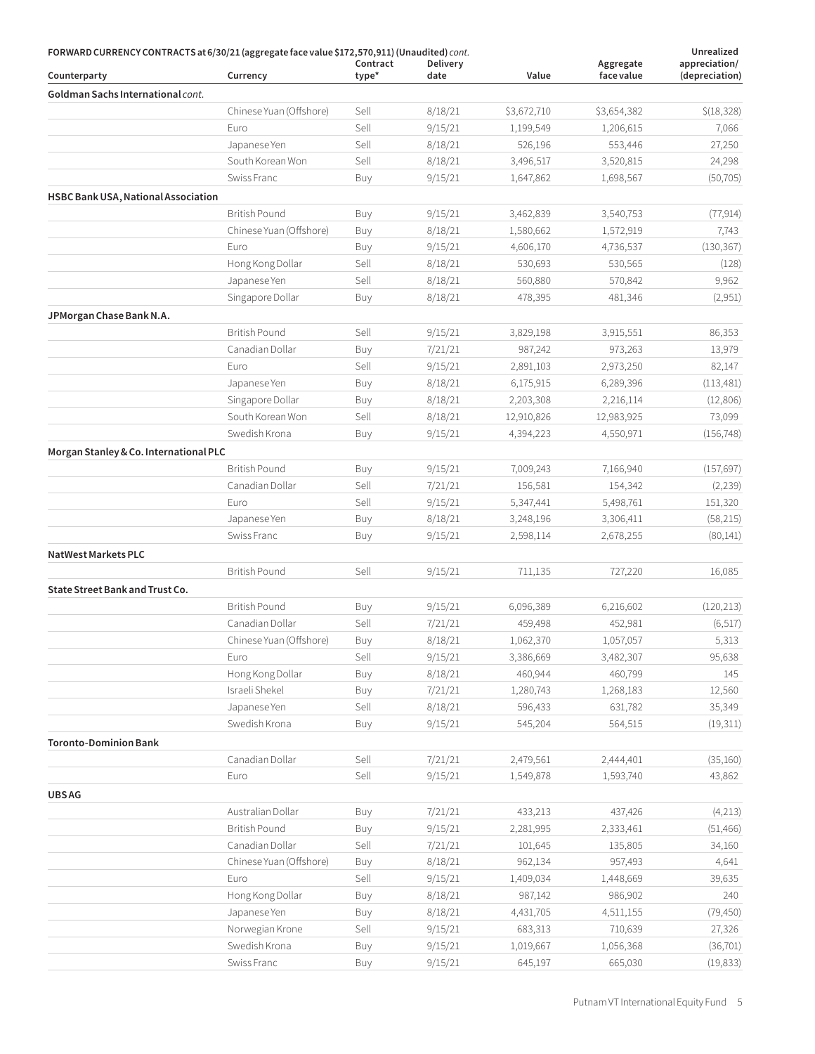**FORWARD CURRENCY CONTRACTS at 6/30/21 (aggregate face value $172,570,911) (Unaudited)** *cont.*

| Counterparty | Currency | Contract type* | Delivery date | Value | Aggregate face value | Unrealized appreciation/ (depreciation) |
|---|---|---|---|---|---|---|
| **Goldman Sachs International** *cont.* | | | | | | |
| | Chinese Yuan (Offshore) | Sell | 8/18/21 | $3,672,710 | $3,654,382 | $(18,328) |
| | Euro | Sell | 9/15/21 | 1,199,549 | 1,206,615 | 7,066 |
| | Japanese Yen | Sell | 8/18/21 | 526,196 | 553,446 | 27,250 |
| | South Korean Won | Sell | 8/18/21 | 3,496,517 | 3,520,815 | 24,298 |
| | Swiss Franc | Buy | 9/15/21 | 1,647,862 | 1,698,567 | (50,705) |
| **HSBC Bank USA, National Association** | | | | | | |
| | British Pound | Buy | 9/15/21 | 3,462,839 | 3,540,753 | (77,914) |
| | Chinese Yuan (Offshore) | Buy | 8/18/21 | 1,580,662 | 1,572,919 | 7,743 |
| | Euro | Buy | 9/15/21 | 4,606,170 | 4,736,537 | (130,367) |
| | Hong Kong Dollar | Sell | 8/18/21 | 530,693 | 530,565 | (128) |
| | Japanese Yen | Sell | 8/18/21 | 560,880 | 570,842 | 9,962 |
| | Singapore Dollar | Buy | 8/18/21 | 478,395 | 481,346 | (2,951) |
| **JPMorgan Chase Bank N.A.** | | | | | | |
| | British Pound | Sell | 9/15/21 | 3,829,198 | 3,915,551 | 86,353 |
| | Canadian Dollar | Buy | 7/21/21 | 987,242 | 973,263 | 13,979 |
| | Euro | Sell | 9/15/21 | 2,891,103 | 2,973,250 | 82,147 |
| | Japanese Yen | Buy | 8/18/21 | 6,175,915 | 6,289,396 | (113,481) |
| | Singapore Dollar | Buy | 8/18/21 | 2,203,308 | 2,216,114 | (12,806) |
| | South Korean Won | Sell | 8/18/21 | 12,910,826 | 12,983,925 | 73,099 |
| | Swedish Krona | Buy | 9/15/21 | 4,394,223 | 4,550,971 | (156,748) |
| **Morgan Stanley & Co. International PLC** | | | | | | |
| | British Pound | Buy | 9/15/21 | 7,009,243 | 7,166,940 | (157,697) |
| | Canadian Dollar | Sell | 7/21/21 | 156,581 | 154,342 | (2,239) |
| | Euro | Sell | 9/15/21 | 5,347,441 | 5,498,761 | 151,320 |
| | Japanese Yen | Buy | 8/18/21 | 3,248,196 | 3,306,411 | (58,215) |
| | Swiss Franc | Buy | 9/15/21 | 2,598,114 | 2,678,255 | (80,141) |
| **NatWest Markets PLC** | | | | | | |
| | British Pound | Sell | 9/15/21 | 711,135 | 727,220 | 16,085 |
| **State Street Bank and Trust Co.** | | | | | | |
| | British Pound | Buy | 9/15/21 | 6,096,389 | 6,216,602 | (120,213) |
| | Canadian Dollar | Sell | 7/21/21 | 459,498 | 452,981 | (6,517) |
| | Chinese Yuan (Offshore) | Buy | 8/18/21 | 1,062,370 | 1,057,057 | 5,313 |
| | Euro | Sell | 9/15/21 | 3,386,669 | 3,482,307 | 95,638 |
| | Hong Kong Dollar | Buy | 8/18/21 | 460,944 | 460,799 | 145 |
| | Israeli Shekel | Buy | 7/21/21 | 1,280,743 | 1,268,183 | 12,560 |
| | Japanese Yen | Sell | 8/18/21 | 596,433 | 631,782 | 35,349 |
| | Swedish Krona | Buy | 9/15/21 | 545,204 | 564,515 | (19,311) |
| **Toronto-Dominion Bank** | | | | | | |
| | Canadian Dollar | Sell | 7/21/21 | 2,479,561 | 2,444,401 | (35,160) |
| | Euro | Sell | 9/15/21 | 1,549,878 | 1,593,740 | 43,862 |
| **UBS AG** | | | | | | |
| | Australian Dollar | Buy | 7/21/21 | 433,213 | 437,426 | (4,213) |
| | British Pound | Buy | 9/15/21 | 2,281,995 | 2,333,461 | (51,466) |
| | Canadian Dollar | Sell | 7/21/21 | 101,645 | 135,805 | 34,160 |
| | Chinese Yuan (Offshore) | Buy | 8/18/21 | 962,134 | 957,493 | 4,641 |
| | Euro | Sell | 9/15/21 | 1,409,034 | 1,448,669 | 39,635 |
| | Hong Kong Dollar | Buy | 8/18/21 | 987,142 | 986,902 | 240 |
| | Japanese Yen | Buy | 8/18/21 | 4,431,705 | 4,511,155 | (79,450) |
| | Norwegian Krone | Sell | 9/15/21 | 683,313 | 710,639 | 27,326 |
| | Swedish Krona | Buy | 9/15/21 | 1,019,667 | 1,056,368 | (36,701) |
| | Swiss Franc | Buy | 9/15/21 | 645,197 | 665,030 | (19,833) |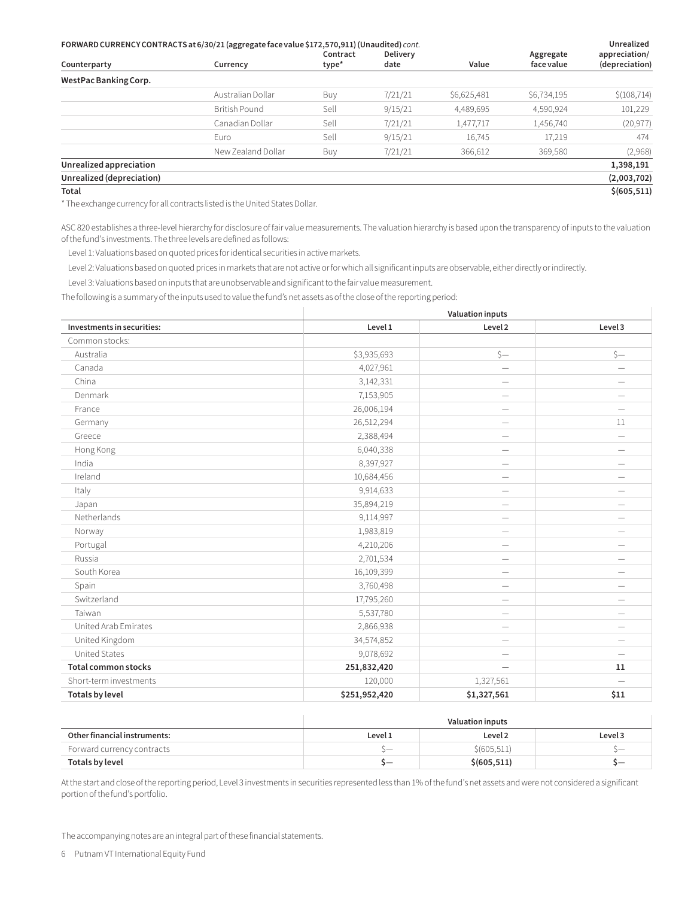**FORWARD CURRENCY CONTRACTS at 6/30/21 (aggregate face value $172,570,911) (Unaudited)** *cont.*

| Counterparty | Currency | Contract type* | Delivery date | Value | Aggregate face value | Unrealized appreciation/ (depreciation) |
|---|---|---|---|---|---|---|
| **WestPac Banking Corp.** | | | | | | |
| | Australian Dollar | Buy | 7/21/21 | $6,625,481 | $6,734,195 | $(108,714) |
| | British Pound | Sell | 9/15/21 | 4,489,695 | 4,590,924 | 101,229 |
| | Canadian Dollar | Sell | 7/21/21 | 1,477,717 | 1,456,740 | (20,977) |
| | Euro | Sell | 9/15/21 | 16,745 | 17,219 | 474 |
| | New Zealand Dollar | Buy | 7/21/21 | 366,612 | 369,580 | (2,968) |
| **Unrealized appreciation** | | | | | | **1,398,191** |
| **Unrealized (depreciation)** | | | | | | **(2,003,702)** |
| **Total** | | | | | | **$(605,511)** |

* The exchange currency for all contracts listed is the United States Dollar.

ASC 820 establishes a three-level hierarchy for disclosure of fair value measurements. The valuation hierarchy is based upon the transparency of inputs to the valuation of the fund's investments. The three levels are defined as follows:

Level 1: Valuations based on quoted prices for identical securities in active markets.

Level 2: Valuations based on quoted prices in markets that are not active or for which all significant inputs are observable, either directly or indirectly.

Level 3: Valuations based on inputs that are unobservable and significant to the fair value measurement.

The following is a summary of the inputs used to value the fund's net assets as of the close of the reporting period:

| | Valuation inputs | | |
|---|---|---|---|
| **Investments in securities:** | **Level 1** | **Level 2** | **Level 3** |
| Common stocks: | | | |
| Australia | $3,935,693 | $— | $— |
| Canada | 4,027,961 | — | — |
| China | 3,142,331 | — | — |
| Denmark | 7,153,905 | — | — |
| France | 26,006,194 | — | — |
| Germany | 26,512,294 | — | 11 |
| Greece | 2,388,494 | — | — |
| Hong Kong | 6,040,338 | — | — |
| India | 8,397,927 | — | — |
| Ireland | 10,684,456 | — | — |
| Italy | 9,914,633 | — | — |
| Japan | 35,894,219 | — | — |
| Netherlands | 9,114,997 | — | — |
| Norway | 1,983,819 | — | — |
| Portugal | 4,210,206 | — | — |
| Russia | 2,701,534 | — | — |
| South Korea | 16,109,399 | — | — |
| Spain | 3,760,498 | — | — |
| Switzerland | 17,795,260 | — | — |
| Taiwan | 5,537,780 | — | — |
| United Arab Emirates | 2,866,938 | — | — |
| United Kingdom | 34,574,852 | — | — |
| United States | 9,078,692 | — | — |
| **Total common stocks** | **251,832,420** | **—** | **11** |
| Short-term investments | 120,000 | 1,327,561 | — |
| **Totals by level** | **$251,952,420** | **$1,327,561** | **$11** |

| | Valuation inputs | | |
|---|---|---|---|
| **Other financial instruments:** | **Level 1** | **Level 2** | **Level 3** |
| Forward currency contracts | $— | $(605,511) | $— |
| **Totals by level** | **$—** | **$(605,511)** | **$—** |

At the start and close of the reporting period, Level 3 investments in securities represented less than 1% of the fund's net assets and were not considered a significant portion of the fund's portfolio.

The accompanying notes are an integral part of these financial statements.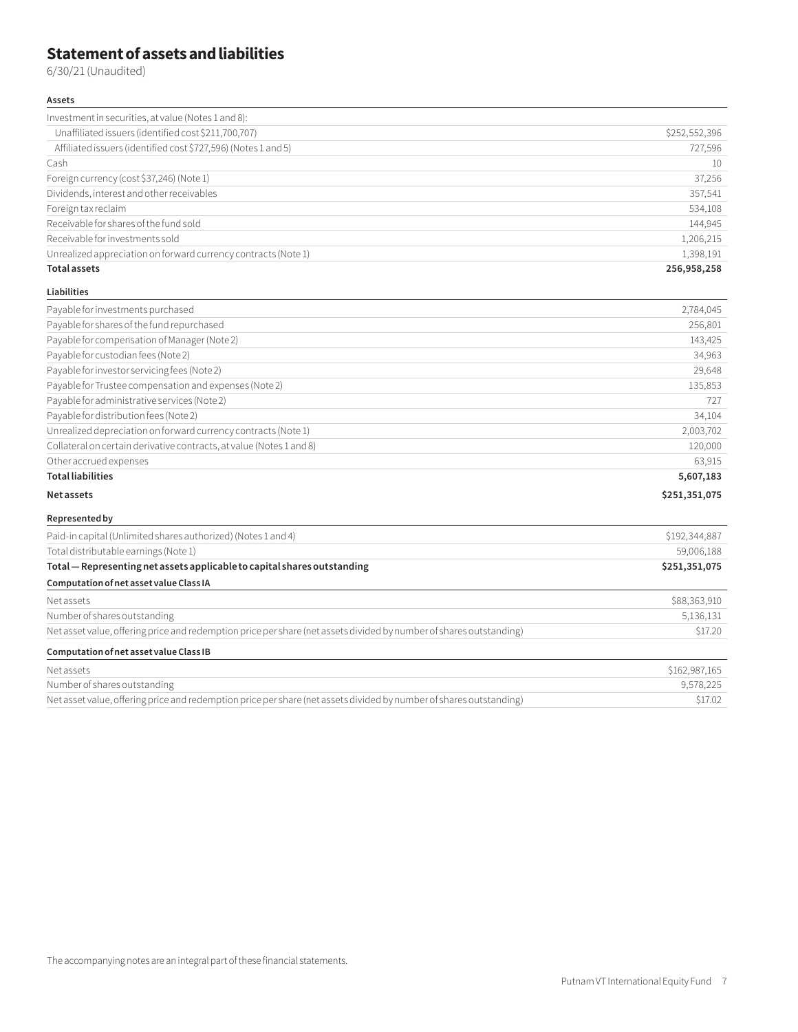# Statement of assets and liabilities

6/30/21 (Unaudited)

| **Assets** | |
|---|---|
| Investment in securities, at value (Notes 1 and 8): | |
| Unaffiliated issuers (identified cost $211,700,707) | $252,552,396 |
| Affiliated issuers (identified cost $727,596) (Notes 1 and 5) | 727,596 |
| Cash | 10 |
| Foreign currency (cost $37,246) (Note 1) | 37,256 |
| Dividends, interest and other receivables | 357,541 |
| Foreign tax reclaim | 534,108 |
| Receivable for shares of the fund sold | 144,945 |
| Receivable for investments sold | 1,206,215 |
| Unrealized appreciation on forward currency contracts (Note 1) | 1,398,191 |
| **Total assets** | **256,958,258** |
| **Liabilities** | |
| Payable for investments purchased | 2,784,045 |
| Payable for shares of the fund repurchased | 256,801 |
| Payable for compensation of Manager (Note 2) | 143,425 |
| Payable for custodian fees (Note 2) | 34,963 |
| Payable for investor servicing fees (Note 2) | 29,648 |
| Payable for Trustee compensation and expenses (Note 2) | 135,853 |
| Payable for administrative services (Note 2) | 727 |
| Payable for distribution fees (Note 2) | 34,104 |
| Unrealized depreciation on forward currency contracts (Note 1) | 2,003,702 |
| Collateral on certain derivative contracts, at value (Notes 1 and 8) | 120,000 |
| Other accrued expenses | 63,915 |
| **Total liabilities** | **5,607,183** |
| **Net assets** | **$251,351,075** |
| **Represented by** | |
| Paid-in capital (Unlimited shares authorized) (Notes 1 and 4) | $192,344,887 |
| Total distributable earnings (Note 1) | 59,006,188 |
| **Total — Representing net assets applicable to capital shares outstanding** | **$251,351,075** |
| **Computation of net asset value Class IA** | |
| Net assets | $88,363,910 |
| Number of shares outstanding | 5,136,131 |
| Net asset value, offering price and redemption price per share (net assets divided by number of shares outstanding) | $17.20 |
| **Computation of net asset value Class IB** | |
| Net assets | $162,987,165 |
| Number of shares outstanding | 9,578,225 |
| Net asset value, offering price and redemption price per share (net assets divided by number of shares outstanding) | $17.02 |

The accompanying notes are an integral part of these financial statements.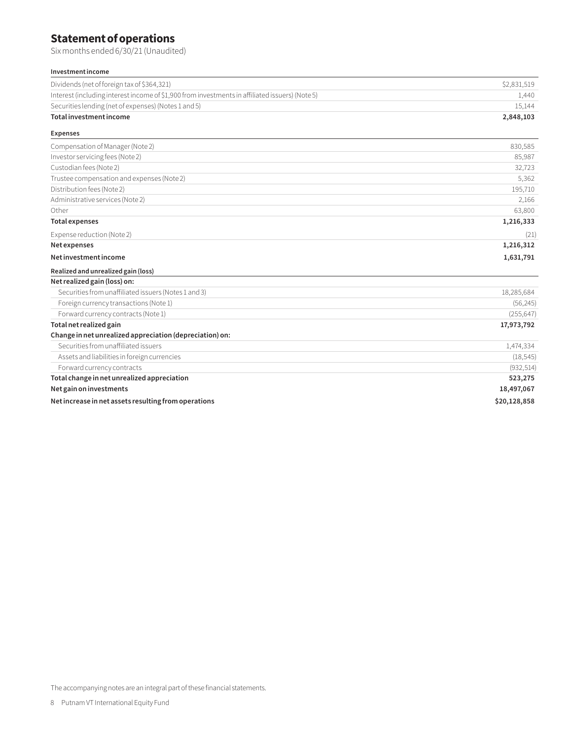# Statement of operations

Six months ended 6/30/21 (Unaudited)

| **Investment income** | |
|---|---|
| Dividends (net of foreign tax of $364,321) | $2,831,519 |
| Interest (including interest income of $1,900 from investments in affiliated issuers) (Note 5) | 1,440 |
| Securities lending (net of expenses) (Notes 1 and 5) | 15,144 |
| **Total investment income** | **2,848,103** |
| **Expenses** | |
| Compensation of Manager (Note 2) | 830,585 |
| Investor servicing fees (Note 2) | 85,987 |
| Custodian fees (Note 2) | 32,723 |
| Trustee compensation and expenses (Note 2) | 5,362 |
| Distribution fees (Note 2) | 195,710 |
| Administrative services (Note 2) | 2,166 |
| Other | 63,800 |
| **Total expenses** | **1,216,333** |
| Expense reduction (Note 2) | (21) |
| **Net expenses** | **1,216,312** |
| **Net investment income** | **1,631,791** |
| **Realized and unrealized gain (loss)** | |
| **Net realized gain (loss) on:** | |
| Securities from unaffiliated issuers (Notes 1 and 3) | 18,285,684 |
| Foreign currency transactions (Note 1) | (56,245) |
| Forward currency contracts (Note 1) | (255,647) |
| **Total net realized gain** | **17,973,792** |
| **Change in net unrealized appreciation (depreciation) on:** | |
| Securities from unaffiliated issuers | 1,474,334 |
| Assets and liabilities in foreign currencies | (18,545) |
| Forward currency contracts | (932,514) |
| **Total change in net unrealized appreciation** | **523,275** |
| **Net gain on investments** | **18,497,067** |
| **Net increase in net assets resulting from operations** | **$20,128,858** |

The accompanying notes are an integral part of these financial statements.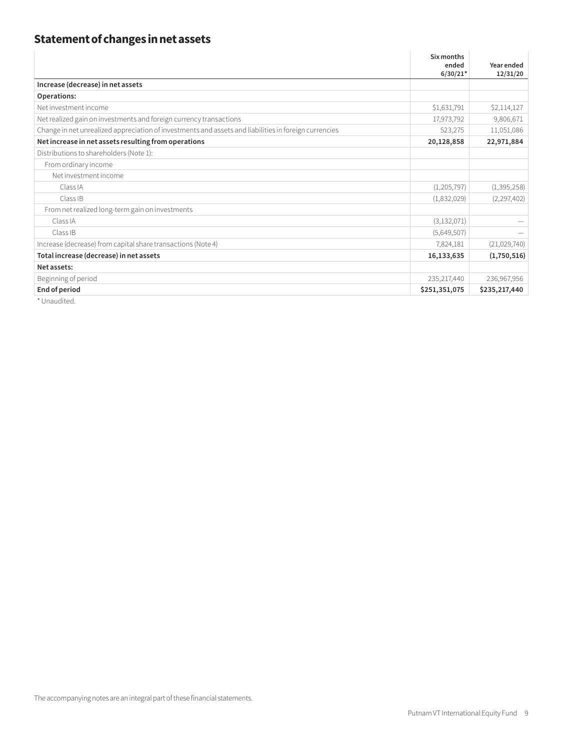## Statement of changes in net assets

| | Six months ended 6/30/21* | Year ended 12/31/20 |
|---|---|---|
| **Increase (decrease) in net assets** | | |
| **Operations:** | | |
| Net investment income | $1,631,791 | $2,114,127 |
| Net realized gain on investments and foreign currency transactions | 17,973,792 | 9,806,671 |
| Change in net unrealized appreciation of investments and assets and liabilities in foreign currencies | 523,275 | 11,051,086 |
| **Net increase in net assets resulting from operations** | **20,128,858** | **22,971,884** |
| Distributions to shareholders (Note 1): | | |
| From ordinary income | | |
| Net investment income | | |
| Class IA | (1,205,797) | (1,395,258) |
| Class IB | (1,832,029) | (2,297,402) |
| From net realized long-term gain on investments | | |
| Class IA | (3,132,071) | — |
| Class IB | (5,649,507) | — |
| Increase (decrease) from capital share transactions (Note 4) | 7,824,181 | (21,029,740) |
| **Total increase (decrease) in net assets** | **16,133,635** | **(1,750,516)** |
| **Net assets:** | | |
| Beginning of period | 235,217,440 | 236,967,956 |
| **End of period** | **$251,351,075** | **$235,217,440** |

* Unaudited.

The accompanying notes are an integral part of these financial statements.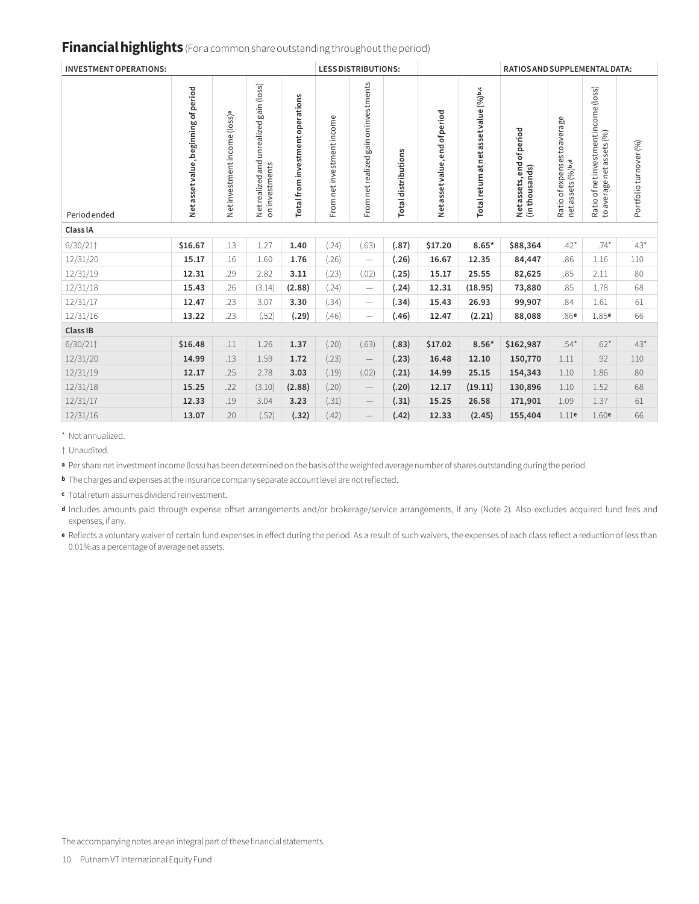# Financial highlights (For a common share outstanding throughout the period)

| INVESTMENT OPERATIONS: | | | | | LESS DISTRIBUTIONS: | | | | | RATIOS AND SUPPLEMENTAL DATA: | | | |
|---|---|---|---|---|---|---|---|---|---|---|---|---|---|
| Period ended | Net asset value, beginning of period | Net investment income (loss)[a] | Net realized and unrealized gain (loss) on investments | Total from investment operations | From net investment income | From net realized gain on investments | Total distributions | Net asset value, end of period | Total return at net asset value (%)[b,c] | Net assets, end of period (in thousands) | Ratio of expenses to average net assets (%)[b,d] | Ratio of net investment income (loss) to average net assets (%) | Portfolio turnover (%) |
| **Class IA** | | | | | | | | | | | | | |
| 6/30/21† | **$16.67** | .13 | 1.27 | **1.40** | (.24) | (.63) | **(.87)** | **$17.20** | **8.65*** | **$88,364** | .42* | .74* | 43* |
| 12/31/20 | **15.17** | .16 | 1.60 | **1.76** | (.26) | — | **(.26)** | **16.67** | **12.35** | **84,447** | .86 | 1.16 | 110 |
| 12/31/19 | **12.31** | .29 | 2.82 | **3.11** | (.23) | (.02) | **(.25)** | **15.17** | **25.55** | **82,625** | .85 | 2.11 | 80 |
| 12/31/18 | **15.43** | .26 | (3.14) | **(2.88)** | (.24) | — | **(.24)** | **12.31** | **(18.95)** | **73,880** | .85 | 1.78 | 68 |
| 12/31/17 | **12.47** | .23 | 3.07 | **3.30** | (.34) | — | **(.34)** | **15.43** | **26.93** | **99,907** | .84 | 1.61 | 61 |
| 12/31/16 | **13.22** | .23 | (.52) | **(.29)** | (.46) | — | **(.46)** | **12.47** | **(2.21)** | **88,088** | .86[e] | 1.85[e] | 66 |
| **Class IB** | | | | | | | | | | | | | |
| 6/30/21† | **$16.48** | .11 | 1.26 | **1.37** | (.20) | (.63) | **(.83)** | **$17.02** | **8.56*** | **$162,987** | .54* | .62* | 43* |
| 12/31/20 | **14.99** | .13 | 1.59 | **1.72** | (.23) | — | **(.23)** | **16.48** | **12.10** | **150,770** | 1.11 | .92 | 110 |
| 12/31/19 | **12.17** | .25 | 2.78 | **3.03** | (.19) | (.02) | **(.21)** | **14.99** | **25.15** | **154,343** | 1.10 | 1.86 | 80 |
| 12/31/18 | **15.25** | .22 | (3.10) | **(2.88)** | (.20) | — | **(.20)** | **12.17** | **(19.11)** | **130,896** | 1.10 | 1.52 | 68 |
| 12/31/17 | **12.33** | .19 | 3.04 | **3.23** | (.31) | — | **(.31)** | **15.25** | **26.58** | **171,901** | 1.09 | 1.37 | 61 |
| 12/31/16 | **13.07** | .20 | (.52) | **(.32)** | (.42) | — | **(.42)** | **12.33** | **(2.45)** | **155,404** | 1.11[e] | 1.60[e] | 66 |

\* Not annualized.

† Unaudited.

[a] Per share net investment income (loss) has been determined on the basis of the weighted average number of shares outstanding during the period.

[b] The charges and expenses at the insurance company separate account level are not reflected.

[c] Total return assumes dividend reinvestment.

[d] Includes amounts paid through expense offset arrangements and/or brokerage/service arrangements, if any (Note 2). Also excludes acquired fund fees and expenses, if any.

[e] Reflects a voluntary waiver of certain fund expenses in effect during the period. As a result of such waivers, the expenses of each class reflect a reduction of less than 0.01% as a percentage of average net assets.

The accompanying notes are an integral part of these financial statements.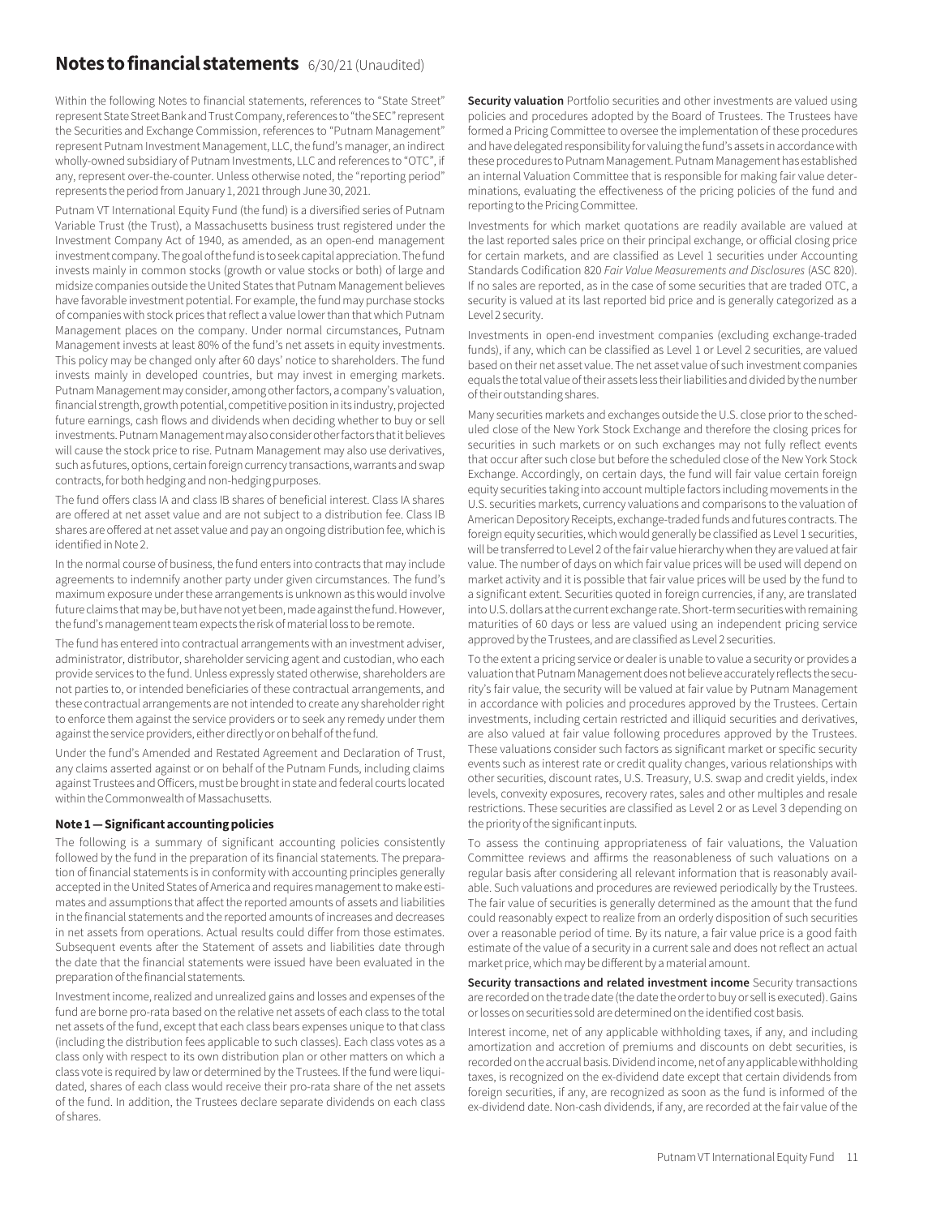# Notes to financial statements 6/30/21 (Unaudited)

Within the following Notes to financial statements, references to "State Street" represent State Street Bank and Trust Company, references to "the SEC" represent the Securities and Exchange Commission, references to "Putnam Management" represent Putnam Investment Management, LLC, the fund's manager, an indirect wholly-owned subsidiary of Putnam Investments, LLC and references to "OTC", if any, represent over-the-counter. Unless otherwise noted, the "reporting period" represents the period from January 1, 2021 through June 30, 2021.

Putnam VT International Equity Fund (the fund) is a diversified series of Putnam Variable Trust (the Trust), a Massachusetts business trust registered under the Investment Company Act of 1940, as amended, as an open-end management investment company. The goal of the fund is to seek capital appreciation. The fund invests mainly in common stocks (growth or value stocks or both) of large and midsize companies outside the United States that Putnam Management believes have favorable investment potential. For example, the fund may purchase stocks of companies with stock prices that reflect a value lower than that which Putnam Management places on the company. Under normal circumstances, Putnam Management invests at least 80% of the fund's net assets in equity investments. This policy may be changed only after 60 days' notice to shareholders. The fund invests mainly in developed countries, but may invest in emerging markets. Putnam Management may consider, among other factors, a company's valuation, financial strength, growth potential, competitive position in its industry, projected future earnings, cash flows and dividends when deciding whether to buy or sell investments. Putnam Management may also consider other factors that it believes will cause the stock price to rise. Putnam Management may also use derivatives, such as futures, options, certain foreign currency transactions, warrants and swap contracts, for both hedging and non-hedging purposes.

The fund offers class IA and class IB shares of beneficial interest. Class IA shares are offered at net asset value and are not subject to a distribution fee. Class IB shares are offered at net asset value and pay an ongoing distribution fee, which is identified in Note 2.

In the normal course of business, the fund enters into contracts that may include agreements to indemnify another party under given circumstances. The fund's maximum exposure under these arrangements is unknown as this would involve future claims that may be, but have not yet been, made against the fund. However, the fund's management team expects the risk of material loss to be remote.

The fund has entered into contractual arrangements with an investment adviser, administrator, distributor, shareholder servicing agent and custodian, who each provide services to the fund. Unless expressly stated otherwise, shareholders are not parties to, or intended beneficiaries of these contractual arrangements, and these contractual arrangements are not intended to create any shareholder right to enforce them against the service providers or to seek any remedy under them against the service providers, either directly or on behalf of the fund.

Under the fund's Amended and Restated Agreement and Declaration of Trust, any claims asserted against or on behalf of the Putnam Funds, including claims against Trustees and Officers, must be brought in state and federal courts located within the Commonwealth of Massachusetts.

### Note 1 — Significant accounting policies

The following is a summary of significant accounting policies consistently followed by the fund in the preparation of its financial statements. The preparation of financial statements is in conformity with accounting principles generally accepted in the United States of America and requires management to make estimates and assumptions that affect the reported amounts of assets and liabilities in the financial statements and the reported amounts of increases and decreases in net assets from operations. Actual results could differ from those estimates. Subsequent events after the Statement of assets and liabilities date through the date that the financial statements were issued have been evaluated in the preparation of the financial statements.

Investment income, realized and unrealized gains and losses and expenses of the fund are borne pro-rata based on the relative net assets of each class to the total net assets of the fund, except that each class bears expenses unique to that class (including the distribution fees applicable to such classes). Each class votes as a class only with respect to its own distribution plan or other matters on which a class vote is required by law or determined by the Trustees. If the fund were liquidated, shares of each class would receive their pro-rata share of the net assets of the fund. In addition, the Trustees declare separate dividends on each class of shares.

**Security valuation** Portfolio securities and other investments are valued using policies and procedures adopted by the Board of Trustees. The Trustees have formed a Pricing Committee to oversee the implementation of these procedures and have delegated responsibility for valuing the fund's assets in accordance with these procedures to Putnam Management. Putnam Management has established an internal Valuation Committee that is responsible for making fair value determinations, evaluating the effectiveness of the pricing policies of the fund and reporting to the Pricing Committee.

Investments for which market quotations are readily available are valued at the last reported sales price on their principal exchange, or official closing price for certain markets, and are classified as Level 1 securities under Accounting Standards Codification 820 *Fair Value Measurements and Disclosures* (ASC 820). If no sales are reported, as in the case of some securities that are traded OTC, a security is valued at its last reported bid price and is generally categorized as a Level 2 security.

Investments in open-end investment companies (excluding exchange-traded funds), if any, which can be classified as Level 1 or Level 2 securities, are valued based on their net asset value. The net asset value of such investment companies equals the total value of their assets less their liabilities and divided by the number of their outstanding shares.

Many securities markets and exchanges outside the U.S. close prior to the scheduled close of the New York Stock Exchange and therefore the closing prices for securities in such markets or on such exchanges may not fully reflect events that occur after such close but before the scheduled close of the New York Stock Exchange. Accordingly, on certain days, the fund will fair value certain foreign equity securities taking into account multiple factors including movements in the U.S. securities markets, currency valuations and comparisons to the valuation of American Depository Receipts, exchange-traded funds and futures contracts. The foreign equity securities, which would generally be classified as Level 1 securities, will be transferred to Level 2 of the fair value hierarchy when they are valued at fair value. The number of days on which fair value prices will be used will depend on market activity and it is possible that fair value prices will be used by the fund to a significant extent. Securities quoted in foreign currencies, if any, are translated into U.S. dollars at the current exchange rate. Short-term securities with remaining maturities of 60 days or less are valued using an independent pricing service approved by the Trustees, and are classified as Level 2 securities.

To the extent a pricing service or dealer is unable to value a security or provides a valuation that Putnam Management does not believe accurately reflects the security's fair value, the security will be valued at fair value by Putnam Management in accordance with policies and procedures approved by the Trustees. Certain investments, including certain restricted and illiquid securities and derivatives, are also valued at fair value following procedures approved by the Trustees. These valuations consider such factors as significant market or specific security events such as interest rate or credit quality changes, various relationships with other securities, discount rates, U.S. Treasury, U.S. swap and credit yields, index levels, convexity exposures, recovery rates, sales and other multiples and resale restrictions. These securities are classified as Level 2 or as Level 3 depending on the priority of the significant inputs.

To assess the continuing appropriateness of fair valuations, the Valuation Committee reviews and affirms the reasonableness of such valuations on a regular basis after considering all relevant information that is reasonably available. Such valuations and procedures are reviewed periodically by the Trustees. The fair value of securities is generally determined as the amount that the fund could reasonably expect to realize from an orderly disposition of such securities over a reasonable period of time. By its nature, a fair value price is a good faith estimate of the value of a security in a current sale and does not reflect an actual market price, which may be different by a material amount.

**Security transactions and related investment income** Security transactions are recorded on the trade date (the date the order to buy or sell is executed). Gains or losses on securities sold are determined on the identified cost basis.

Interest income, net of any applicable withholding taxes, if any, and including amortization and accretion of premiums and discounts on debt securities, is recorded on the accrual basis. Dividend income, net of any applicable withholding taxes, is recognized on the ex-dividend date except that certain dividends from foreign securities, if any, are recognized as soon as the fund is informed of the ex-dividend date. Non-cash dividends, if any, are recorded at the fair value of the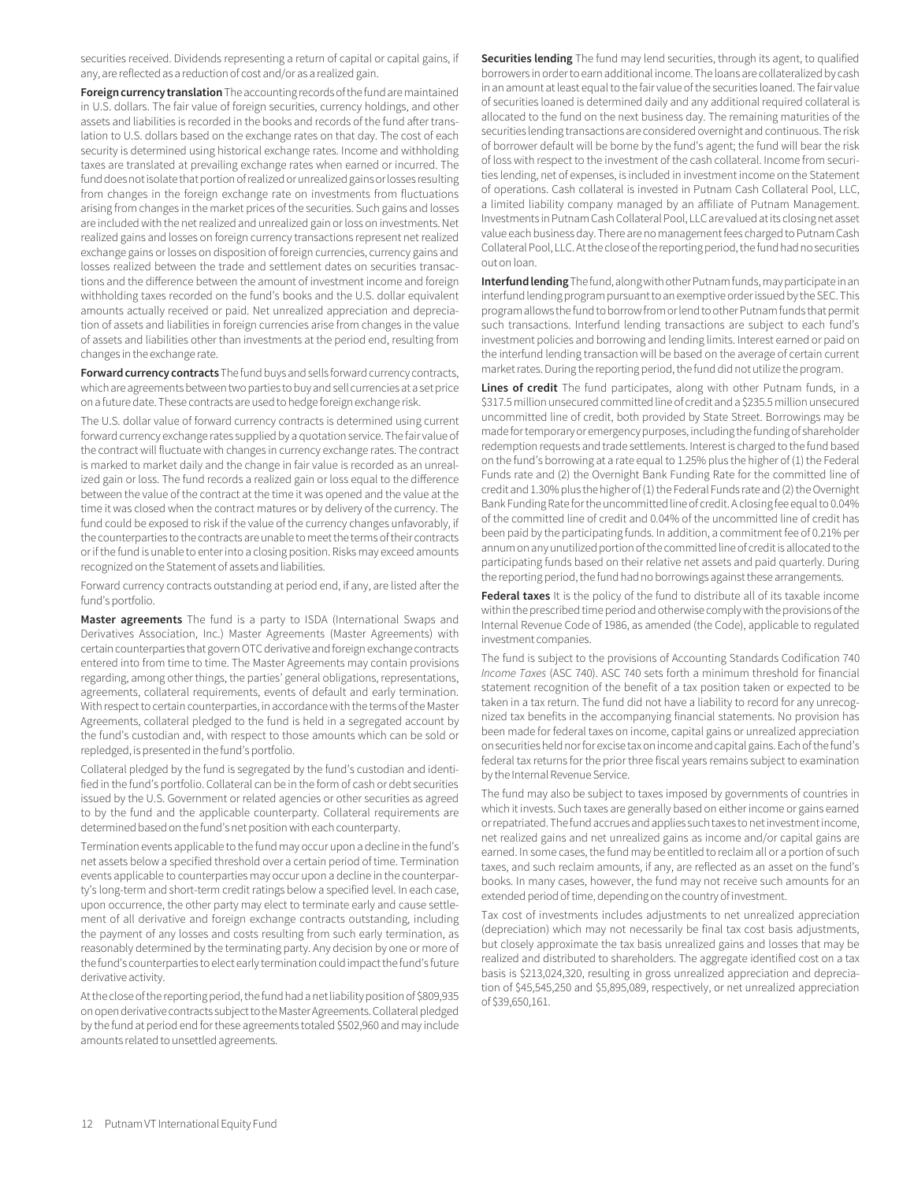securities received. Dividends representing a return of capital or capital gains, if any, are reflected as a reduction of cost and/or as a realized gain.

**Foreign currency translation** The accounting records of the fund are maintained in U.S. dollars. The fair value of foreign securities, currency holdings, and other assets and liabilities is recorded in the books and records of the fund after translation to U.S. dollars based on the exchange rates on that day. The cost of each security is determined using historical exchange rates. Income and withholding taxes are translated at prevailing exchange rates when earned or incurred. The fund does not isolate that portion of realized or unrealized gains or losses resulting from changes in the foreign exchange rate on investments from fluctuations arising from changes in the market prices of the securities. Such gains and losses are included with the net realized and unrealized gain or loss on investments. Net realized gains and losses on foreign currency transactions represent net realized exchange gains or losses on disposition of foreign currencies, currency gains and losses realized between the trade and settlement dates on securities transactions and the difference between the amount of investment income and foreign withholding taxes recorded on the fund's books and the U.S. dollar equivalent amounts actually received or paid. Net unrealized appreciation and depreciation of assets and liabilities in foreign currencies arise from changes in the value of assets and liabilities other than investments at the period end, resulting from changes in the exchange rate.

**Forward currency contracts** The fund buys and sells forward currency contracts, which are agreements between two parties to buy and sell currencies at a set price on a future date. These contracts are used to hedge foreign exchange risk.

The U.S. dollar value of forward currency contracts is determined using current forward currency exchange rates supplied by a quotation service. The fair value of the contract will fluctuate with changes in currency exchange rates. The contract is marked to market daily and the change in fair value is recorded as an unrealized gain or loss. The fund records a realized gain or loss equal to the difference between the value of the contract at the time it was opened and the value at the time it was closed when the contract matures or by delivery of the currency. The fund could be exposed to risk if the value of the currency changes unfavorably, if the counterparties to the contracts are unable to meet the terms of their contracts or if the fund is unable to enter into a closing position. Risks may exceed amounts recognized on the Statement of assets and liabilities.

Forward currency contracts outstanding at period end, if any, are listed after the fund's portfolio.

**Master agreements** The fund is a party to ISDA (International Swaps and Derivatives Association, Inc.) Master Agreements (Master Agreements) with certain counterparties that govern OTC derivative and foreign exchange contracts entered into from time to time. The Master Agreements may contain provisions regarding, among other things, the parties' general obligations, representations, agreements, collateral requirements, events of default and early termination. With respect to certain counterparties, in accordance with the terms of the Master Agreements, collateral pledged to the fund is held in a segregated account by the fund's custodian and, with respect to those amounts which can be sold or repledged, is presented in the fund's portfolio.

Collateral pledged by the fund is segregated by the fund's custodian and identified in the fund's portfolio. Collateral can be in the form of cash or debt securities issued by the U.S. Government or related agencies or other securities as agreed to by the fund and the applicable counterparty. Collateral requirements are determined based on the fund's net position with each counterparty.

Termination events applicable to the fund may occur upon a decline in the fund's net assets below a specified threshold over a certain period of time. Termination events applicable to counterparties may occur upon a decline in the counterparty's long-term and short-term credit ratings below a specified level. In each case, upon occurrence, the other party may elect to terminate early and cause settlement of all derivative and foreign exchange contracts outstanding, including the payment of any losses and costs resulting from such early termination, as reasonably determined by the terminating party. Any decision by one or more of the fund's counterparties to elect early termination could impact the fund's future derivative activity.

At the close of the reporting period, the fund had a net liability position of $809,935 on open derivative contracts subject to the Master Agreements. Collateral pledged by the fund at period end for these agreements totaled $502,960 and may include amounts related to unsettled agreements.

**Securities lending** The fund may lend securities, through its agent, to qualified borrowers in order to earn additional income. The loans are collateralized by cash in an amount at least equal to the fair value of the securities loaned. The fair value of securities loaned is determined daily and any additional required collateral is allocated to the fund on the next business day. The remaining maturities of the securities lending transactions are considered overnight and continuous. The risk of borrower default will be borne by the fund's agent; the fund will bear the risk of loss with respect to the investment of the cash collateral. Income from securities lending, net of expenses, is included in investment income on the Statement of operations. Cash collateral is invested in Putnam Cash Collateral Pool, LLC, a limited liability company managed by an affiliate of Putnam Management. Investments in Putnam Cash Collateral Pool, LLC are valued at its closing net asset value each business day. There are no management fees charged to Putnam Cash Collateral Pool, LLC. At the close of the reporting period, the fund had no securities out on loan.

**Interfund lending** The fund, along with other Putnam funds, may participate in an interfund lending program pursuant to an exemptive order issued by the SEC. This program allows the fund to borrow from or lend to other Putnam funds that permit such transactions. Interfund lending transactions are subject to each fund's investment policies and borrowing and lending limits. Interest earned or paid on the interfund lending transaction will be based on the average of certain current market rates. During the reporting period, the fund did not utilize the program.

**Lines of credit** The fund participates, along with other Putnam funds, in a $317.5 million unsecured committed line of credit and a $235.5 million unsecured uncommitted line of credit, both provided by State Street. Borrowings may be made for temporary or emergency purposes, including the funding of shareholder redemption requests and trade settlements. Interest is charged to the fund based on the fund's borrowing at a rate equal to 1.25% plus the higher of (1) the Federal Funds rate and (2) the Overnight Bank Funding Rate for the committed line of credit and 1.30% plus the higher of (1) the Federal Funds rate and (2) the Overnight Bank Funding Rate for the uncommitted line of credit. A closing fee equal to 0.04% of the committed line of credit and 0.04% of the uncommitted line of credit has been paid by the participating funds. In addition, a commitment fee of 0.21% per annum on any unutilized portion of the committed line of credit is allocated to the participating funds based on their relative net assets and paid quarterly. During the reporting period, the fund had no borrowings against these arrangements.

**Federal taxes** It is the policy of the fund to distribute all of its taxable income within the prescribed time period and otherwise comply with the provisions of the Internal Revenue Code of 1986, as amended (the Code), applicable to regulated investment companies.

The fund is subject to the provisions of Accounting Standards Codification 740 *Income Taxes* (ASC 740). ASC 740 sets forth a minimum threshold for financial statement recognition of the benefit of a tax position taken or expected to be taken in a tax return. The fund did not have a liability to record for any unrecognized tax benefits in the accompanying financial statements. No provision has been made for federal taxes on income, capital gains or unrealized appreciation on securities held nor for excise tax on income and capital gains. Each of the fund's federal tax returns for the prior three fiscal years remains subject to examination by the Internal Revenue Service.

The fund may also be subject to taxes imposed by governments of countries in which it invests. Such taxes are generally based on either income or gains earned or repatriated. The fund accrues and applies such taxes to net investment income, net realized gains and net unrealized gains as income and/or capital gains are earned. In some cases, the fund may be entitled to reclaim all or a portion of such taxes, and such reclaim amounts, if any, are reflected as an asset on the fund's books. In many cases, however, the fund may not receive such amounts for an extended period of time, depending on the country of investment.

Tax cost of investments includes adjustments to net unrealized appreciation (depreciation) which may not necessarily be final tax cost basis adjustments, but closely approximate the tax basis unrealized gains and losses that may be realized and distributed to shareholders. The aggregate identified cost on a tax basis is $213,024,320, resulting in gross unrealized appreciation and depreciation of $45,545,250 and $5,895,089, respectively, or net unrealized appreciation of $39,650,161.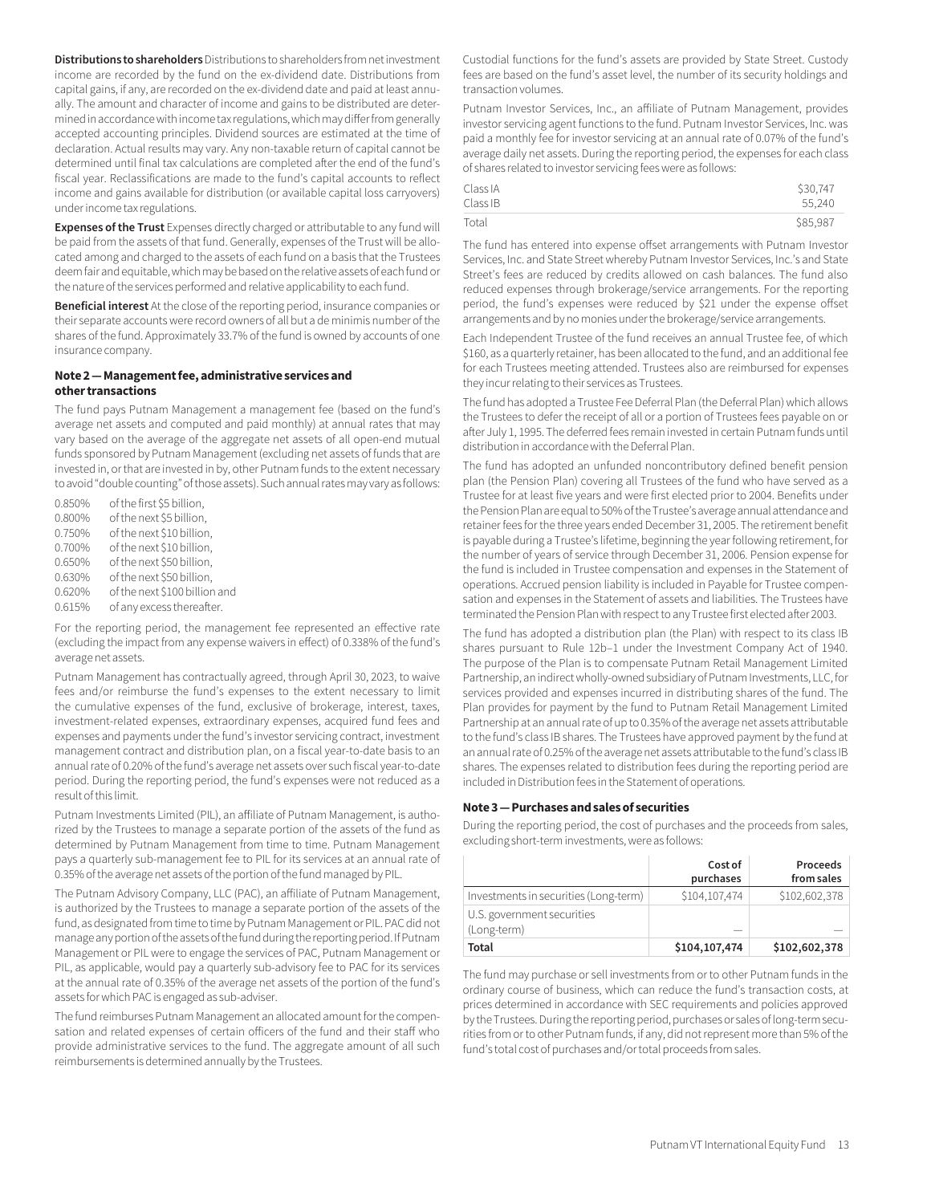**Distributions to shareholders** Distributions to shareholders from net investment income are recorded by the fund on the ex-dividend date. Distributions from capital gains, if any, are recorded on the ex-dividend date and paid at least annually. The amount and character of income and gains to be distributed are determined in accordance with income tax regulations, which may differ from generally accepted accounting principles. Dividend sources are estimated at the time of declaration. Actual results may vary. Any non-taxable return of capital cannot be determined until final tax calculations are completed after the end of the fund's fiscal year. Reclassifications are made to the fund's capital accounts to reflect income and gains available for distribution (or available capital loss carryovers) under income tax regulations.

**Expenses of the Trust** Expenses directly charged or attributable to any fund will be paid from the assets of that fund. Generally, expenses of the Trust will be allocated among and charged to the assets of each fund on a basis that the Trustees deem fair and equitable, which may be based on the relative assets of each fund or the nature of the services performed and relative applicability to each fund.

**Beneficial interest** At the close of the reporting period, insurance companies or their separate accounts were record owners of all but a de minimis number of the shares of the fund. Approximately 33.7% of the fund is owned by accounts of one insurance company.

### Note 2 — Management fee, administrative services and other transactions

The fund pays Putnam Management a management fee (based on the fund's average net assets and computed and paid monthly) at annual rates that may vary based on the average of the aggregate net assets of all open-end mutual funds sponsored by Putnam Management (excluding net assets of funds that are invested in, or that are invested in by, other Putnam funds to the extent necessary to avoid "double counting" of those assets). Such annual rates may vary as follows:

| | |
|---|---|
| 0.850% | of the first $5 billion, |
| 0.800% | of the next $5 billion, |
| 0.750% | of the next $10 billion, |
| 0.700% | of the next $10 billion, |
| 0.650% | of the next $50 billion, |
| 0.630% | of the next $50 billion, |
| 0.620% | of the next $100 billion and |
| 0.615% | of any excess thereafter. |

For the reporting period, the management fee represented an effective rate (excluding the impact from any expense waivers in effect) of 0.338% of the fund's average net assets.

Putnam Management has contractually agreed, through April 30, 2023, to waive fees and/or reimburse the fund's expenses to the extent necessary to limit the cumulative expenses of the fund, exclusive of brokerage, interest, taxes, investment-related expenses, extraordinary expenses, acquired fund fees and expenses and payments under the fund's investor servicing contract, investment management contract and distribution plan, on a fiscal year-to-date basis to an annual rate of 0.20% of the fund's average net assets over such fiscal year-to-date period. During the reporting period, the fund's expenses were not reduced as a result of this limit.

Putnam Investments Limited (PIL), an affiliate of Putnam Management, is authorized by the Trustees to manage a separate portion of the assets of the fund as determined by Putnam Management from time to time. Putnam Management pays a quarterly sub-management fee to PIL for its services at an annual rate of 0.35% of the average net assets of the portion of the fund managed by PIL.

The Putnam Advisory Company, LLC (PAC), an affiliate of Putnam Management, is authorized by the Trustees to manage a separate portion of the assets of the fund, as designated from time to time by Putnam Management or PIL. PAC did not manage any portion of the assets of the fund during the reporting period. If Putnam Management or PIL were to engage the services of PAC, Putnam Management or PIL, as applicable, would pay a quarterly sub-advisory fee to PAC for its services at the annual rate of 0.35% of the average net assets of the portion of the fund's assets for which PAC is engaged as sub-adviser.

The fund reimburses Putnam Management an allocated amount for the compensation and related expenses of certain officers of the fund and their staff who provide administrative services to the fund. The aggregate amount of all such reimbursements is determined annually by the Trustees.

Custodial functions for the fund's assets are provided by State Street. Custody fees are based on the fund's asset level, the number of its security holdings and transaction volumes.

Putnam Investor Services, Inc., an affiliate of Putnam Management, provides investor servicing agent functions to the fund. Putnam Investor Services, Inc. was paid a monthly fee for investor servicing at an annual rate of 0.07% of the fund's average daily net assets. During the reporting period, the expenses for each class of shares related to investor servicing fees were as follows:

| | |
|---|---|
| Class IA | $30,747 |
| Class IB | 55,240 |
| Total | $85,987 |

The fund has entered into expense offset arrangements with Putnam Investor Services, Inc. and State Street whereby Putnam Investor Services, Inc.'s and State Street's fees are reduced by credits allowed on cash balances. The fund also reduced expenses through brokerage/service arrangements. For the reporting period, the fund's expenses were reduced by $21 under the expense offset arrangements and by no monies under the brokerage/service arrangements.

Each Independent Trustee of the fund receives an annual Trustee fee, of which $160, as a quarterly retainer, has been allocated to the fund, and an additional fee for each Trustees meeting attended. Trustees also are reimbursed for expenses they incur relating to their services as Trustees.

The fund has adopted a Trustee Fee Deferral Plan (the Deferral Plan) which allows the Trustees to defer the receipt of all or a portion of Trustees fees payable on or after July 1, 1995. The deferred fees remain invested in certain Putnam funds until distribution in accordance with the Deferral Plan.

The fund has adopted an unfunded noncontributory defined benefit pension plan (the Pension Plan) covering all Trustees of the fund who have served as a Trustee for at least five years and were first elected prior to 2004. Benefits under the Pension Plan are equal to 50% of the Trustee's average annual attendance and retainer fees for the three years ended December 31, 2005. The retirement benefit is payable during a Trustee's lifetime, beginning the year following retirement, for the number of years of service through December 31, 2006. Pension expense for the fund is included in Trustee compensation and expenses in the Statement of operations. Accrued pension liability is included in Payable for Trustee compensation and expenses in the Statement of assets and liabilities. The Trustees have terminated the Pension Plan with respect to any Trustee first elected after 2003.

The fund has adopted a distribution plan (the Plan) with respect to its class IB shares pursuant to Rule 12b–1 under the Investment Company Act of 1940. The purpose of the Plan is to compensate Putnam Retail Management Limited Partnership, an indirect wholly-owned subsidiary of Putnam Investments, LLC, for services provided and expenses incurred in distributing shares of the fund. The Plan provides for payment by the fund to Putnam Retail Management Limited Partnership at an annual rate of up to 0.35% of the average net assets attributable to the fund's class IB shares. The Trustees have approved payment by the fund at an annual rate of 0.25% of the average net assets attributable to the fund's class IB shares. The expenses related to distribution fees during the reporting period are included in Distribution fees in the Statement of operations.

### Note 3 — Purchases and sales of securities

During the reporting period, the cost of purchases and the proceeds from sales, excluding short-term investments, were as follows:

| | Cost of purchases | Proceeds from sales |
|---|---|---|
| Investments in securities (Long-term) | $104,107,474 | $102,602,378 |
| U.S. government securities (Long-term) | — | — |
| **Total** | **$104,107,474** | **$102,602,378** |

The fund may purchase or sell investments from or to other Putnam funds in the ordinary course of business, which can reduce the fund's transaction costs, at prices determined in accordance with SEC requirements and policies approved by the Trustees. During the reporting period, purchases or sales of long-term securities from or to other Putnam funds, if any, did not represent more than 5% of the fund's total cost of purchases and/or total proceeds from sales.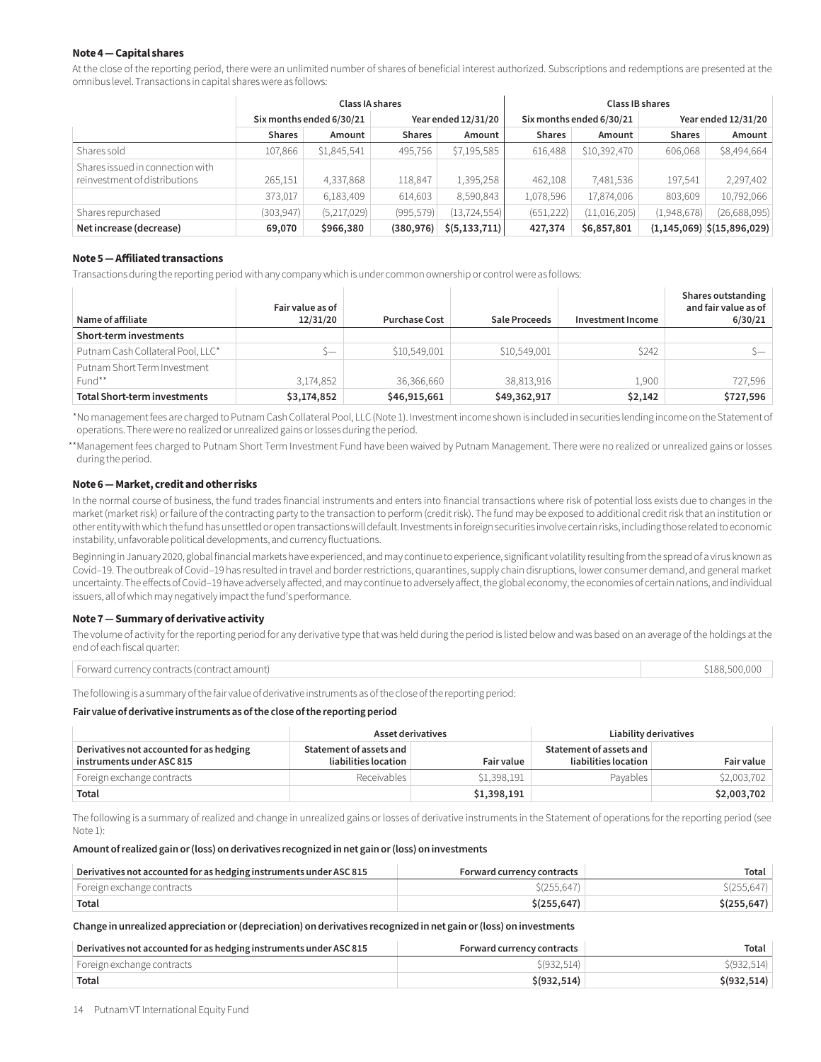#### Note 4 — Capital shares

At the close of the reporting period, there were an unlimited number of shares of beneficial interest authorized. Subscriptions and redemptions are presented at the omnibus level. Transactions in capital shares were as follows:

| | Class IA shares | | | | Class IB shares | | | |
|---|---|---|---|---|---|---|---|---|
| | Six months ended 6/30/21 | | Year ended 12/31/20 | | Six months ended 6/30/21 | | Year ended 12/31/20 | |
| | Shares | Amount | Shares | Amount | Shares | Amount | Shares | Amount |
| Shares sold | 107,866 | $1,845,541 | 495,756 | $7,195,585 | 616,488 | $10,392,470 | 606,068 | $8,494,664 |
| Shares issued in connection with reinvestment of distributions | 265,151 | 4,337,868 | 118,847 | 1,395,258 | 462,108 | 7,481,536 | 197,541 | 2,297,402 |
| | 373,017 | 6,183,409 | 614,603 | 8,590,843 | 1,078,596 | 17,874,006 | 803,609 | 10,792,066 |
| Shares repurchased | (303,947) | (5,217,029) | (995,579) | (13,724,554) | (651,222) | (11,016,205) | (1,948,678) | (26,688,095) |
| **Net increase (decrease)** | **69,070** | **$966,380** | **(380,976)** | **$(5,133,711)** | **427,374** | **$6,857,801** | **(1,145,069)** | **$(15,896,029)** |

#### Note 5 — Affiliated transactions

Transactions during the reporting period with any company which is under common ownership or control were as follows:

| Name of affiliate | Fair value as of 12/31/20 | Purchase Cost | Sale Proceeds | Investment Income | Shares outstanding and fair value as of 6/30/21 |
|---|---|---|---|---|---|
| **Short-term investments** | | | | | |
| Putnam Cash Collateral Pool, LLC* | $— | $10,549,001 | $10,549,001 | $242 | $— |
| Putnam Short Term Investment Fund** | 3,174,852 | 36,366,660 | 38,813,916 | 1,900 | 727,596 |
| **Total Short-term investments** | **$3,174,852** | **$46,915,661** | **$49,362,917** | **$2,142** | **$727,596** |

*No management fees are charged to Putnam Cash Collateral Pool, LLC (Note 1). Investment income shown is included in securities lending income on the Statement of operations. There were no realized or unrealized gains or losses during the period.

**Management fees charged to Putnam Short Term Investment Fund have been waived by Putnam Management. There were no realized or unrealized gains or losses during the period.

#### Note 6 — Market, credit and other risks

In the normal course of business, the fund trades financial instruments and enters into financial transactions where risk of potential loss exists due to changes in the market (market risk) or failure of the contracting party to the transaction to perform (credit risk). The fund may be exposed to additional credit risk that an institution or other entity with which the fund has unsettled or open transactions will default. Investments in foreign securities involve certain risks, including those related to economic instability, unfavorable political developments, and currency fluctuations.

Beginning in January 2020, global financial markets have experienced, and may continue to experience, significant volatility resulting from the spread of a virus known as Covid–19. The outbreak of Covid–19 has resulted in travel and border restrictions, quarantines, supply chain disruptions, lower consumer demand, and general market uncertainty. The effects of Covid–19 have adversely affected, and may continue to adversely affect, the global economy, the economies of certain nations, and individual issuers, all of which may negatively impact the fund's performance.

#### Note 7 — Summary of derivative activity

The volume of activity for the reporting period for any derivative type that was held during the period is listed below and was based on an average of the holdings at the end of each fiscal quarter:

| | |
|---|---|
| Forward currency contracts (contract amount) | $188,500,000 |

The following is a summary of the fair value of derivative instruments as of the close of the reporting period:

**Fair value of derivative instruments as of the close of the reporting period**

| | Asset derivatives | | Liability derivatives | |
|---|---|---|---|---|
| Derivatives not accounted for as hedging instruments under ASC 815 | Statement of assets and liabilities location | Fair value | Statement of assets and liabilities location | Fair value |
| Foreign exchange contracts | Receivables | $1,398,191 | Payables | $2,003,702 |
| **Total** | | **$1,398,191** | | **$2,003,702** |

The following is a summary of realized and change in unrealized gains or losses of derivative instruments in the Statement of operations for the reporting period (see Note 1):

**Amount of realized gain or (loss) on derivatives recognized in net gain or (loss) on investments**

| Derivatives not accounted for as hedging instruments under ASC 815 | Forward currency contracts | Total |
|---|---|---|
| Foreign exchange contracts | $(255,647) | $(255,647) |
| **Total** | **$(255,647)** | **$(255,647)** |

**Change in unrealized appreciation or (depreciation) on derivatives recognized in net gain or (loss) on investments**

| Derivatives not accounted for as hedging instruments under ASC 815 | Forward currency contracts | Total |
|---|---|---|
| Foreign exchange contracts | $(932,514) | $(932,514) |
| **Total** | **$(932,514)** | **$(932,514)** |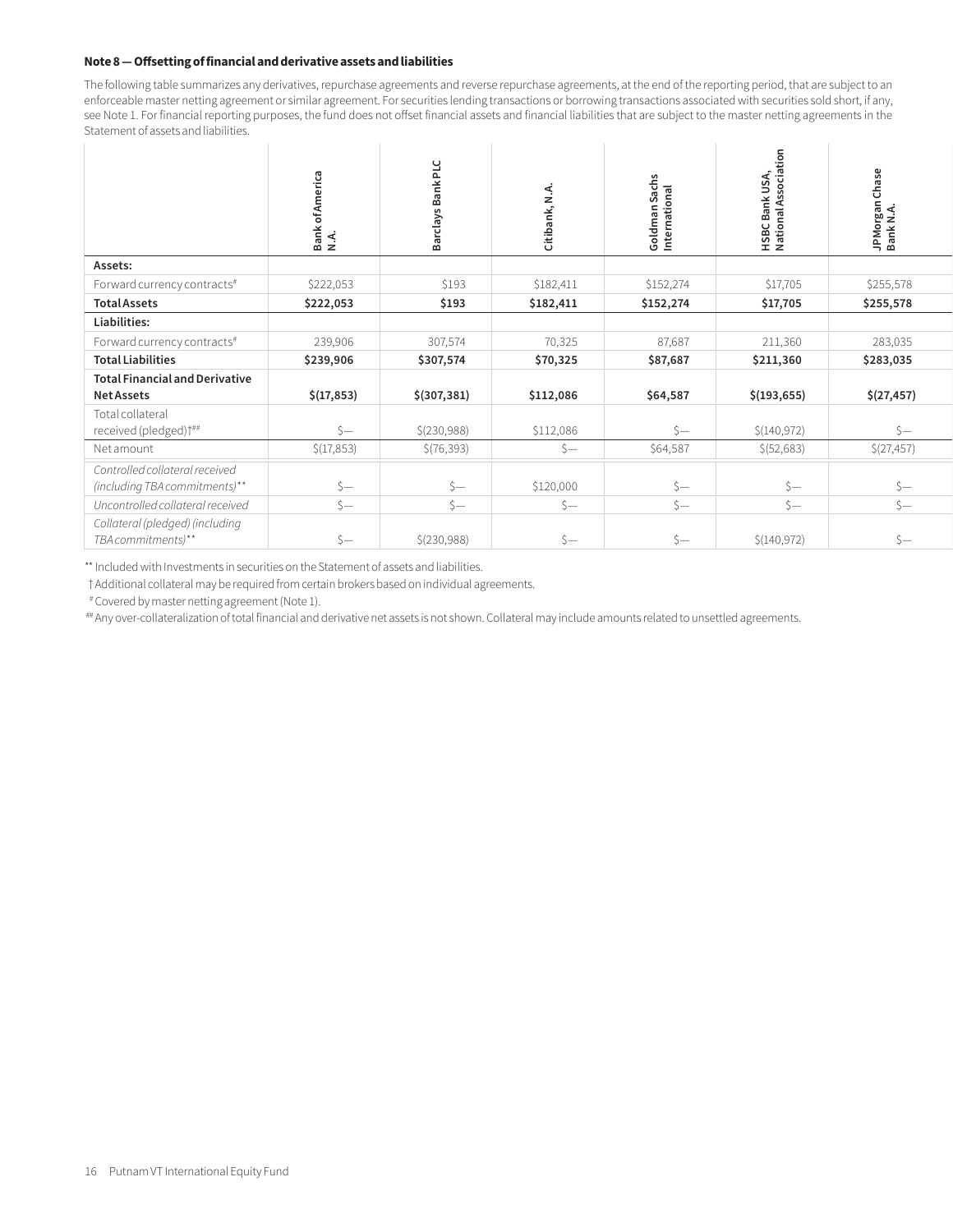#### Note 8 — Offsetting of financial and derivative assets and liabilities

The following table summarizes any derivatives, repurchase agreements and reverse repurchase agreements, at the end of the reporting period, that are subject to an enforceable master netting agreement or similar agreement. For securities lending transactions or borrowing transactions associated with securities sold short, if any, see Note 1. For financial reporting purposes, the fund does not offset financial assets and financial liabilities that are subject to the master netting agreements in the Statement of assets and liabilities.

| | Bank of America N.A. | Barclays Bank PLC | Citibank, N.A. | Goldman Sachs International | HSBC Bank USA, National Association | JPMorgan Chase Bank N.A. |
|---|---|---|---|---|---|---|
| **Assets:** | | | | | | |
| Forward currency contracts# | $222,053 | $193 | $182,411 | $152,274 | $17,705 | $255,578 |
| **Total Assets** | **$222,053** | **$193** | **$182,411** | **$152,274** | **$17,705** | **$255,578** |
| **Liabilities:** | | | | | | |
| Forward currency contracts# | 239,906 | 307,574 | 70,325 | 87,687 | 211,360 | 283,035 |
| **Total Liabilities** | **$239,906** | **$307,574** | **$70,325** | **$87,687** | **$211,360** | **$283,035** |
| **Total Financial and Derivative Net Assets** | **$(17,853)** | **$(307,381)** | **$112,086** | **$64,587** | **$(193,655)** | **$(27,457)** |
| Total collateral received (pledged)†## | $— | $(230,988) | $112,086 | $— | $(140,972) | $— |
| Net amount | $(17,853) | $(76,393) | $— | $64,587 | $(52,683) | $(27,457) |
| *Controlled collateral received (including TBA commitments)\*\** | $— | $— | $120,000 | $— | $— | $— |
| *Uncontrolled collateral received* | $— | $— | $— | $— | $— | $— |
| *Collateral (pledged) (including TBA commitments)\*\** | $— | $(230,988) | $— | $— | $(140,972) | $— |

\*\* Included with Investments in securities on the Statement of assets and liabilities.

† Additional collateral may be required from certain brokers based on individual agreements.

# Covered by master netting agreement (Note 1).

## Any over-collateralization of total financial and derivative net assets is not shown. Collateral may include amounts related to unsettled agreements.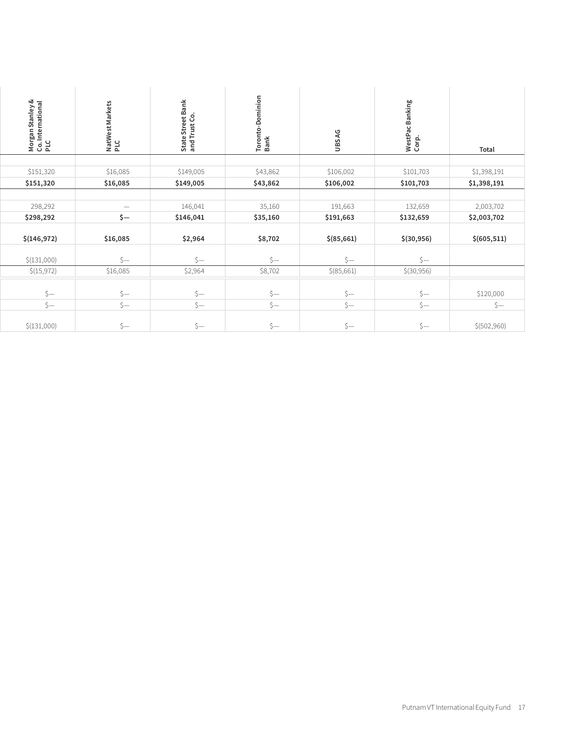| Morgan Stanley & Co. International PLC | NatWest Markets PLC | State Street Bank and Trust Co. | Toronto-Dominion Bank | UBS AG | WestPac Banking Corp. | Total |
|---|---|---|---|---|---|---|
| | | | | | | |
| $151,320 | $16,085 | $149,005 | $43,862 | $106,002 | $101,703 | $1,398,191 |
| **$151,320** | **$16,085** | **$149,005** | **$43,862** | **$106,002** | **$101,703** | **$1,398,191** |
| | | | | | | |
| 298,292 | — | 146,041 | 35,160 | 191,663 | 132,659 | 2,003,702 |
| **$298,292** | **$—** | **$146,041** | **$35,160** | **$191,663** | **$132,659** | **$2,003,702** |
| **$(146,972)** | **$16,085** | **$2,964** | **$8,702** | **$(85,661)** | **$(30,956)** | **$(605,511)** |
| $(131,000) | $— | $— | $— | $— | $— | |
| $(15,972) | $16,085 | $2,964 | $8,702 | $(85,661) | $(30,956) | |
| | | | | | | |
| $— | $— | $— | $— | $— | $— | $120,000 |
| $— | $— | $— | $— | $— | $— | $— |
| $(131,000) | $— | $— | $— | $— | $— | $(502,960) |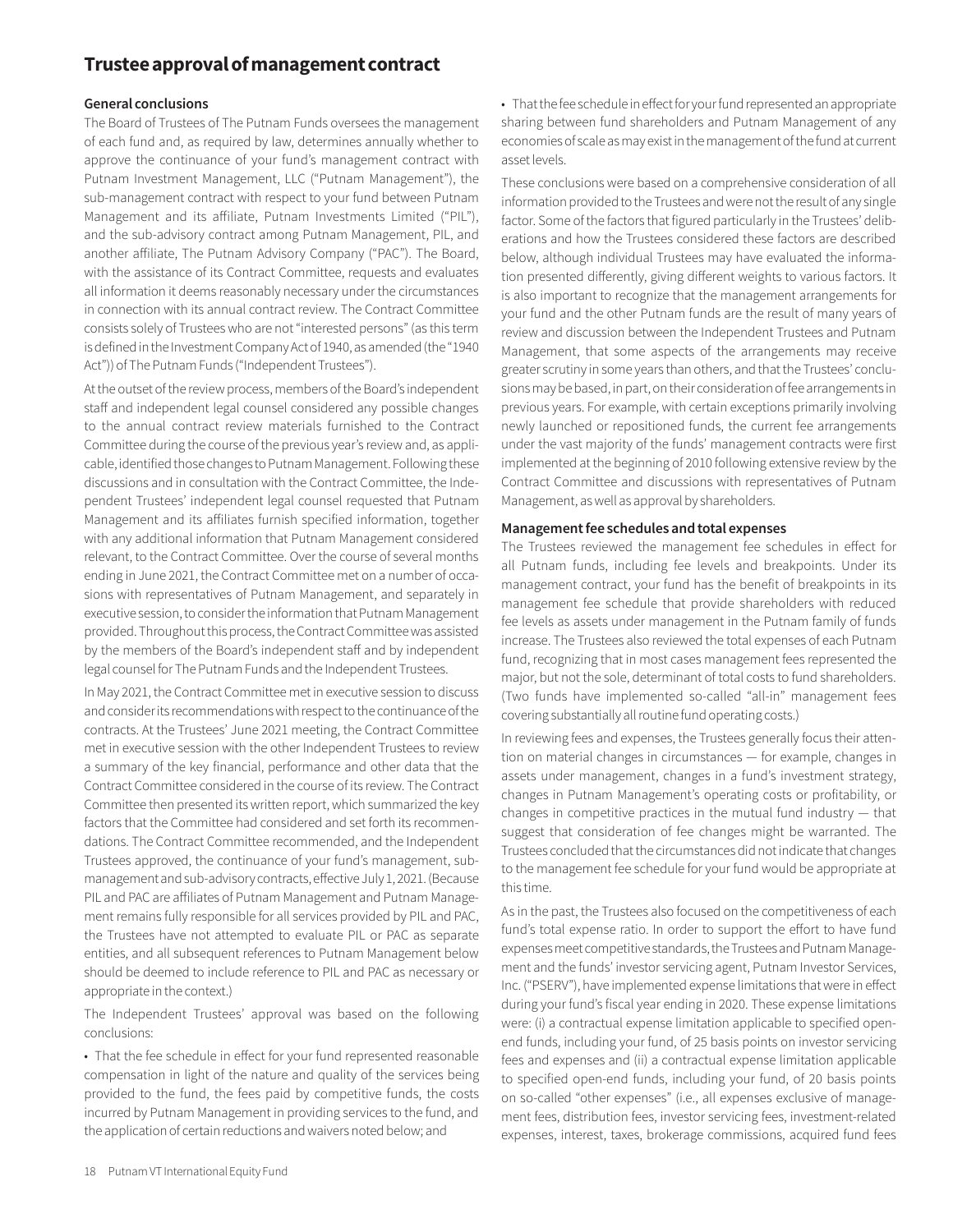# Trustee approval of management contract

### General conclusions

The Board of Trustees of The Putnam Funds oversees the management of each fund and, as required by law, determines annually whether to approve the continuance of your fund's management contract with Putnam Investment Management, LLC ("Putnam Management"), the sub-management contract with respect to your fund between Putnam Management and its affiliate, Putnam Investments Limited ("PIL"), and the sub-advisory contract among Putnam Management, PIL, and another affiliate, The Putnam Advisory Company ("PAC"). The Board, with the assistance of its Contract Committee, requests and evaluates all information it deems reasonably necessary under the circumstances in connection with its annual contract review. The Contract Committee consists solely of Trustees who are not "interested persons" (as this term is defined in the Investment Company Act of 1940, as amended (the "1940 Act")) of The Putnam Funds ("Independent Trustees").

At the outset of the review process, members of the Board's independent staff and independent legal counsel considered any possible changes to the annual contract review materials furnished to the Contract Committee during the course of the previous year's review and, as applicable, identified those changes to Putnam Management. Following these discussions and in consultation with the Contract Committee, the Independent Trustees' independent legal counsel requested that Putnam Management and its affiliates furnish specified information, together with any additional information that Putnam Management considered relevant, to the Contract Committee. Over the course of several months ending in June 2021, the Contract Committee met on a number of occasions with representatives of Putnam Management, and separately in executive session, to consider the information that Putnam Management provided. Throughout this process, the Contract Committee was assisted by the members of the Board's independent staff and by independent legal counsel for The Putnam Funds and the Independent Trustees.

In May 2021, the Contract Committee met in executive session to discuss and consider its recommendations with respect to the continuance of the contracts. At the Trustees' June 2021 meeting, the Contract Committee met in executive session with the other Independent Trustees to review a summary of the key financial, performance and other data that the Contract Committee considered in the course of its review. The Contract Committee then presented its written report, which summarized the key factors that the Committee had considered and set forth its recommendations. The Contract Committee recommended, and the Independent Trustees approved, the continuance of your fund's management, sub-management and sub-advisory contracts, effective July 1, 2021. (Because PIL and PAC are affiliates of Putnam Management and Putnam Management remains fully responsible for all services provided by PIL and PAC, the Trustees have not attempted to evaluate PIL or PAC as separate entities, and all subsequent references to Putnam Management below should be deemed to include reference to PIL and PAC as necessary or appropriate in the context.)

The Independent Trustees' approval was based on the following conclusions:

- That the fee schedule in effect for your fund represented reasonable compensation in light of the nature and quality of the services being provided to the fund, the fees paid by competitive funds, the costs incurred by Putnam Management in providing services to the fund, and the application of certain reductions and waivers noted below; and
- That the fee schedule in effect for your fund represented an appropriate sharing between fund shareholders and Putnam Management of any economies of scale as may exist in the management of the fund at current asset levels.

These conclusions were based on a comprehensive consideration of all information provided to the Trustees and were not the result of any single factor. Some of the factors that figured particularly in the Trustees' deliberations and how the Trustees considered these factors are described below, although individual Trustees may have evaluated the information presented differently, giving different weights to various factors. It is also important to recognize that the management arrangements for your fund and the other Putnam funds are the result of many years of review and discussion between the Independent Trustees and Putnam Management, that some aspects of the arrangements may receive greater scrutiny in some years than others, and that the Trustees' conclusions may be based, in part, on their consideration of fee arrangements in previous years. For example, with certain exceptions primarily involving newly launched or repositioned funds, the current fee arrangements under the vast majority of the funds' management contracts were first implemented at the beginning of 2010 following extensive review by the Contract Committee and discussions with representatives of Putnam Management, as well as approval by shareholders.

### Management fee schedules and total expenses

The Trustees reviewed the management fee schedules in effect for all Putnam funds, including fee levels and breakpoints. Under its management contract, your fund has the benefit of breakpoints in its management fee schedule that provide shareholders with reduced fee levels as assets under management in the Putnam family of funds increase. The Trustees also reviewed the total expenses of each Putnam fund, recognizing that in most cases management fees represented the major, but not the sole, determinant of total costs to fund shareholders. (Two funds have implemented so-called "all-in" management fees covering substantially all routine fund operating costs.)

In reviewing fees and expenses, the Trustees generally focus their attention on material changes in circumstances — for example, changes in assets under management, changes in a fund's investment strategy, changes in Putnam Management's operating costs or profitability, or changes in competitive practices in the mutual fund industry — that suggest that consideration of fee changes might be warranted. The Trustees concluded that the circumstances did not indicate that changes to the management fee schedule for your fund would be appropriate at this time.

As in the past, the Trustees also focused on the competitiveness of each fund's total expense ratio. In order to support the effort to have fund expenses meet competitive standards, the Trustees and Putnam Management and the funds' investor servicing agent, Putnam Investor Services, Inc. ("PSERV"), have implemented expense limitations that were in effect during your fund's fiscal year ending in 2020. These expense limitations were: (i) a contractual expense limitation applicable to specified open-end funds, including your fund, of 25 basis points on investor servicing fees and expenses and (ii) a contractual expense limitation applicable to specified open-end funds, including your fund, of 20 basis points on so-called "other expenses" (i.e., all expenses exclusive of management fees, distribution fees, investor servicing fees, investment-related expenses, interest, taxes, brokerage commissions, acquired fund fees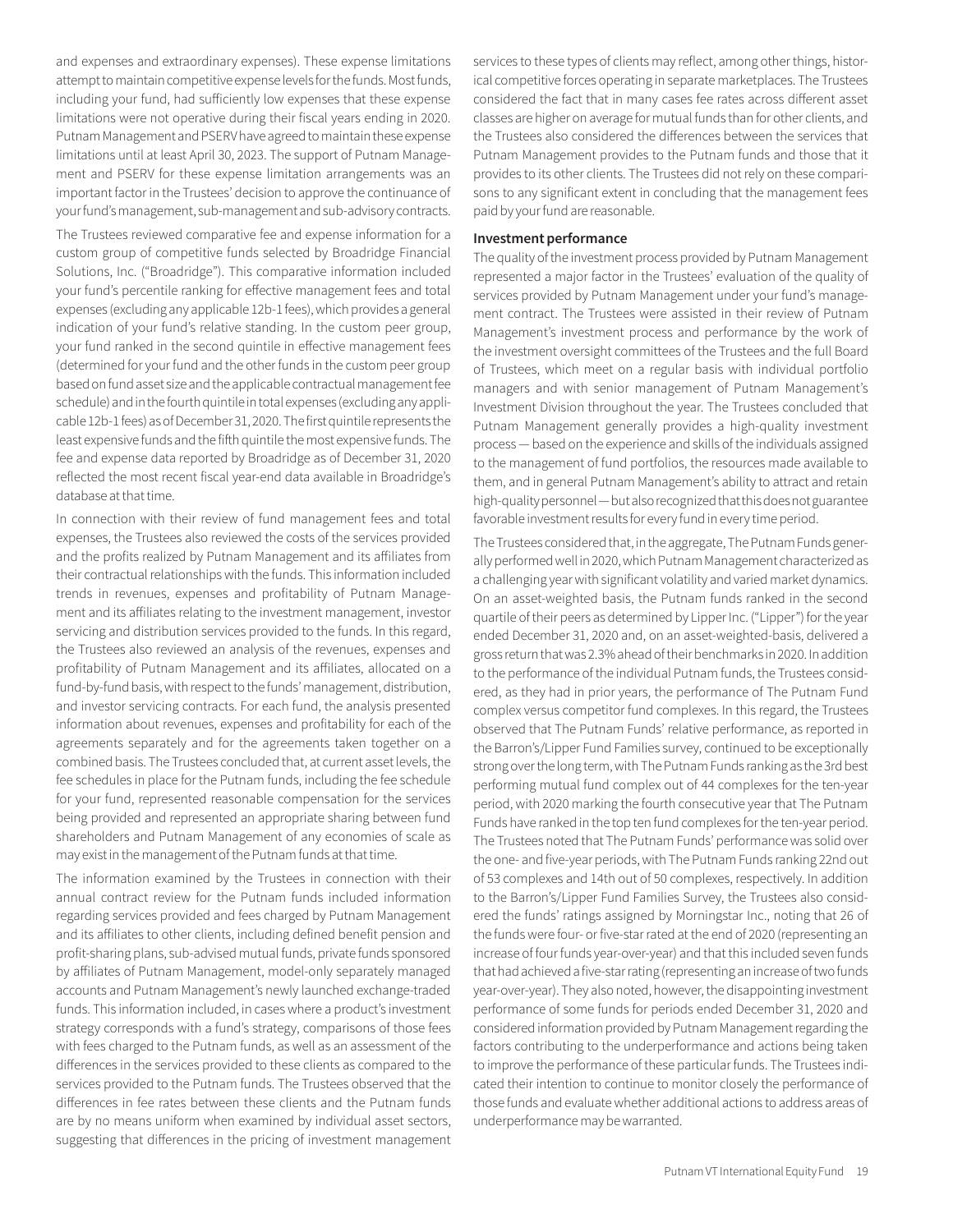and expenses and extraordinary expenses). These expense limitations attempt to maintain competitive expense levels for the funds. Most funds, including your fund, had sufficiently low expenses that these expense limitations were not operative during their fiscal years ending in 2020. Putnam Management and PSERV have agreed to maintain these expense limitations until at least April 30, 2023. The support of Putnam Management and PSERV for these expense limitation arrangements was an important factor in the Trustees' decision to approve the continuance of your fund's management, sub-management and sub-advisory contracts.

The Trustees reviewed comparative fee and expense information for a custom group of competitive funds selected by Broadridge Financial Solutions, Inc. ("Broadridge"). This comparative information included your fund's percentile ranking for effective management fees and total expenses (excluding any applicable 12b-1 fees), which provides a general indication of your fund's relative standing. In the custom peer group, your fund ranked in the second quintile in effective management fees (determined for your fund and the other funds in the custom peer group based on fund asset size and the applicable contractual management fee schedule) and in the fourth quintile in total expenses (excluding any applicable 12b-1 fees) as of December 31, 2020. The first quintile represents the least expensive funds and the fifth quintile the most expensive funds. The fee and expense data reported by Broadridge as of December 31, 2020 reflected the most recent fiscal year-end data available in Broadridge's database at that time.

In connection with their review of fund management fees and total expenses, the Trustees also reviewed the costs of the services provided and the profits realized by Putnam Management and its affiliates from their contractual relationships with the funds. This information included trends in revenues, expenses and profitability of Putnam Management and its affiliates relating to the investment management, investor servicing and distribution services provided to the funds. In this regard, the Trustees also reviewed an analysis of the revenues, expenses and profitability of Putnam Management and its affiliates, allocated on a fund-by-fund basis, with respect to the funds' management, distribution, and investor servicing contracts. For each fund, the analysis presented information about revenues, expenses and profitability for each of the agreements separately and for the agreements taken together on a combined basis. The Trustees concluded that, at current asset levels, the fee schedules in place for the Putnam funds, including the fee schedule for your fund, represented reasonable compensation for the services being provided and represented an appropriate sharing between fund shareholders and Putnam Management of any economies of scale as may exist in the management of the Putnam funds at that time.

The information examined by the Trustees in connection with their annual contract review for the Putnam funds included information regarding services provided and fees charged by Putnam Management and its affiliates to other clients, including defined benefit pension and profit-sharing plans, sub-advised mutual funds, private funds sponsored by affiliates of Putnam Management, model-only separately managed accounts and Putnam Management's newly launched exchange-traded funds. This information included, in cases where a product's investment strategy corresponds with a fund's strategy, comparisons of those fees with fees charged to the Putnam funds, as well as an assessment of the differences in the services provided to these clients as compared to the services provided to the Putnam funds. The Trustees observed that the differences in fee rates between these clients and the Putnam funds are by no means uniform when examined by individual asset sectors, suggesting that differences in the pricing of investment management services to these types of clients may reflect, among other things, historical competitive forces operating in separate marketplaces. The Trustees considered the fact that in many cases fee rates across different asset classes are higher on average for mutual funds than for other clients, and the Trustees also considered the differences between the services that Putnam Management provides to the Putnam funds and those that it provides to its other clients. The Trustees did not rely on these comparisons to any significant extent in concluding that the management fees paid by your fund are reasonable.

**Investment performance**

The quality of the investment process provided by Putnam Management represented a major factor in the Trustees' evaluation of the quality of services provided by Putnam Management under your fund's management contract. The Trustees were assisted in their review of Putnam Management's investment process and performance by the work of the investment oversight committees of the Trustees and the full Board of Trustees, which meet on a regular basis with individual portfolio managers and with senior management of Putnam Management's Investment Division throughout the year. The Trustees concluded that Putnam Management generally provides a high-quality investment process — based on the experience and skills of the individuals assigned to the management of fund portfolios, the resources made available to them, and in general Putnam Management's ability to attract and retain high-quality personnel — but also recognized that this does not guarantee favorable investment results for every fund in every time period.

The Trustees considered that, in the aggregate, The Putnam Funds generally performed well in 2020, which Putnam Management characterized as a challenging year with significant volatility and varied market dynamics. On an asset-weighted basis, the Putnam funds ranked in the second quartile of their peers as determined by Lipper Inc. ("Lipper") for the year ended December 31, 2020 and, on an asset-weighted-basis, delivered a gross return that was 2.3% ahead of their benchmarks in 2020. In addition to the performance of the individual Putnam funds, the Trustees considered, as they had in prior years, the performance of The Putnam Fund complex versus competitor fund complexes. In this regard, the Trustees observed that The Putnam Funds' relative performance, as reported in the Barron's/Lipper Fund Families survey, continued to be exceptionally strong over the long term, with The Putnam Funds ranking as the 3rd best performing mutual fund complex out of 44 complexes for the ten-year period, with 2020 marking the fourth consecutive year that The Putnam Funds have ranked in the top ten fund complexes for the ten-year period. The Trustees noted that The Putnam Funds' performance was solid over the one- and five-year periods, with The Putnam Funds ranking 22nd out of 53 complexes and 14th out of 50 complexes, respectively. In addition to the Barron's/Lipper Fund Families Survey, the Trustees also considered the funds' ratings assigned by Morningstar Inc., noting that 26 of the funds were four- or five-star rated at the end of 2020 (representing an increase of four funds year-over-year) and that this included seven funds that had achieved a five-star rating (representing an increase of two funds year-over-year). They also noted, however, the disappointing investment performance of some funds for periods ended December 31, 2020 and considered information provided by Putnam Management regarding the factors contributing to the underperformance and actions being taken to improve the performance of these particular funds. The Trustees indicated their intention to continue to monitor closely the performance of those funds and evaluate whether additional actions to address areas of underperformance may be warranted.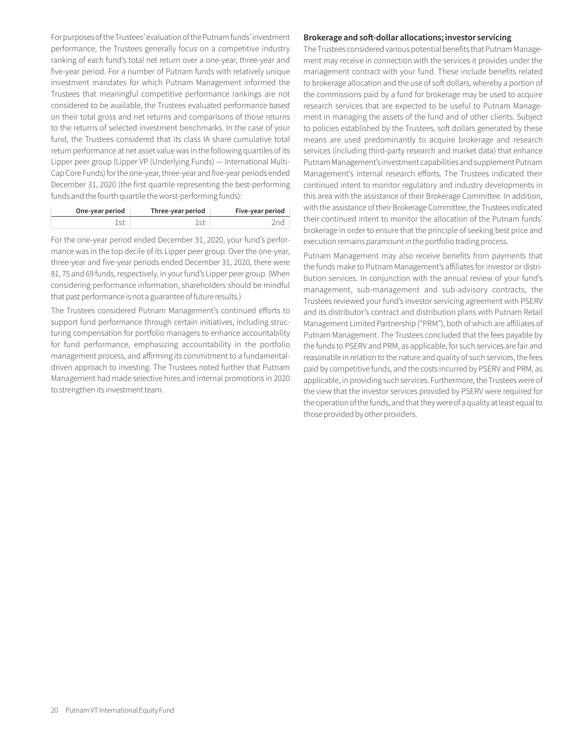For purposes of the Trustees' evaluation of the Putnam funds' investment performance, the Trustees generally focus on a competitive industry ranking of each fund's total net return over a one-year, three-year and five-year period. For a number of Putnam funds with relatively unique investment mandates for which Putnam Management informed the Trustees that meaningful competitive performance rankings are not considered to be available, the Trustees evaluated performance based on their total gross and net returns and comparisons of those returns to the returns of selected investment benchmarks. In the case of your fund, the Trustees considered that its class IA share cumulative total return performance at net asset value was in the following quartiles of its Lipper peer group (Lipper VP (Underlying Funds) — International Multi-Cap Core Funds) for the one-year, three-year and five-year periods ended December 31, 2020 (the first quartile representing the best-performing funds and the fourth quartile the worst-performing funds):

| One-year period | Three-year period | Five-year period |
|---|---|---|
| 1st | 1st | 2nd |

For the one-year period ended December 31, 2020, your fund's performance was in the top decile of its Lipper peer group. Over the one-year, three-year and five-year periods ended December 31, 2020, there were 81, 75 and 69 funds, respectively, in your fund's Lipper peer group. (When considering performance information, shareholders should be mindful that past performance is not a guarantee of future results.)

The Trustees considered Putnam Management's continued efforts to support fund performance through certain initiatives, including structuring compensation for portfolio managers to enhance accountability for fund performance, emphasizing accountability in the portfolio management process, and affirming its commitment to a fundamental-driven approach to investing. The Trustees noted further that Putnam Management had made selective hires and internal promotions in 2020 to strengthen its investment team.

**Brokerage and soft-dollar allocations; investor servicing**

The Trustees considered various potential benefits that Putnam Management may receive in connection with the services it provides under the management contract with your fund. These include benefits related to brokerage allocation and the use of soft dollars, whereby a portion of the commissions paid by a fund for brokerage may be used to acquire research services that are expected to be useful to Putnam Management in managing the assets of the fund and of other clients. Subject to policies established by the Trustees, soft dollars generated by these means are used predominantly to acquire brokerage and research services (including third-party research and market data) that enhance Putnam Management's investment capabilities and supplement Putnam Management's internal research efforts. The Trustees indicated their continued intent to monitor regulatory and industry developments in this area with the assistance of their Brokerage Committee. In addition, with the assistance of their Brokerage Committee, the Trustees indicated their continued intent to monitor the allocation of the Putnam funds' brokerage in order to ensure that the principle of seeking best price and execution remains paramount in the portfolio trading process.

Putnam Management may also receive benefits from payments that the funds make to Putnam Management's affiliates for investor or distribution services. In conjunction with the annual review of your fund's management, sub-management and sub-advisory contracts, the Trustees reviewed your fund's investor servicing agreement with PSERV and its distributor's contract and distribution plans with Putnam Retail Management Limited Partnership ("PRM"), both of which are affiliates of Putnam Management. The Trustees concluded that the fees payable by the funds to PSERV and PRM, as applicable, for such services are fair and reasonable in relation to the nature and quality of such services, the fees paid by competitive funds, and the costs incurred by PSERV and PRM, as applicable, in providing such services. Furthermore, the Trustees were of the view that the investor services provided by PSERV were required for the operation of the funds, and that they were of a quality at least equal to those provided by other providers.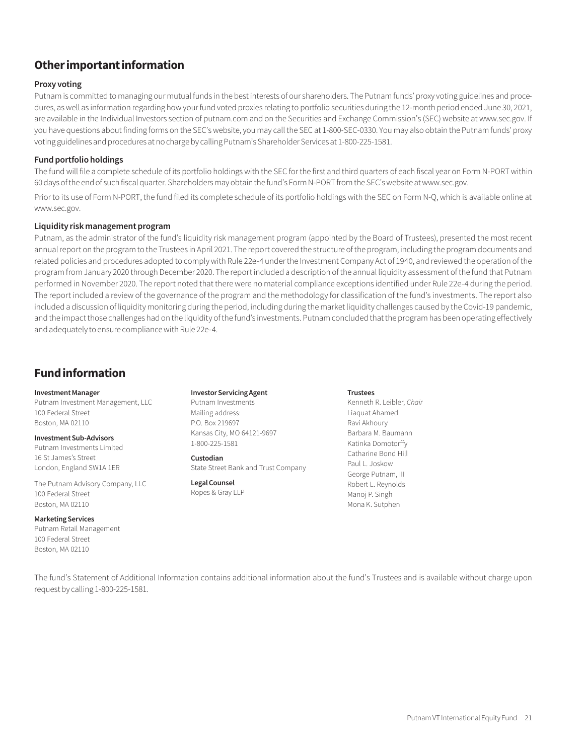## Other important information

### Proxy voting

Putnam is committed to managing our mutual funds in the best interests of our shareholders. The Putnam funds' proxy voting guidelines and procedures, as well as information regarding how your fund voted proxies relating to portfolio securities during the 12-month period ended June 30, 2021, are available in the Individual Investors section of putnam.com and on the Securities and Exchange Commission's (SEC) website at www.sec.gov. If you have questions about finding forms on the SEC's website, you may call the SEC at 1-800-SEC-0330. You may also obtain the Putnam funds' proxy voting guidelines and procedures at no charge by calling Putnam's Shareholder Services at 1-800-225-1581.

### Fund portfolio holdings

The fund will file a complete schedule of its portfolio holdings with the SEC for the first and third quarters of each fiscal year on Form N-PORT within 60 days of the end of such fiscal quarter. Shareholders may obtain the fund's Form N-PORT from the SEC's website at www.sec.gov.

Prior to its use of Form N-PORT, the fund filed its complete schedule of its portfolio holdings with the SEC on Form N-Q, which is available online at www.sec.gov.

### Liquidity risk management program

Putnam, as the administrator of the fund's liquidity risk management program (appointed by the Board of Trustees), presented the most recent annual report on the program to the Trustees in April 2021. The report covered the structure of the program, including the program documents and related policies and procedures adopted to comply with Rule 22e-4 under the Investment Company Act of 1940, and reviewed the operation of the program from January 2020 through December 2020. The report included a description of the annual liquidity assessment of the fund that Putnam performed in November 2020. The report noted that there were no material compliance exceptions identified under Rule 22e-4 during the period. The report included a review of the governance of the program and the methodology for classification of the fund's investments. The report also included a discussion of liquidity monitoring during the period, including during the market liquidity challenges caused by the Covid-19 pandemic, and the impact those challenges had on the liquidity of the fund's investments. Putnam concluded that the program has been operating effectively and adequately to ensure compliance with Rule 22e-4.

## Fund information

**Investment Manager**
Putnam Investment Management, LLC
100 Federal Street
Boston, MA 02110

**Investment Sub-Advisors**
Putnam Investments Limited
16 St James's Street
London, England SW1A 1ER

The Putnam Advisory Company, LLC
100 Federal Street
Boston, MA 02110

**Marketing Services**
Putnam Retail Management
100 Federal Street
Boston, MA 02110

**Investor Servicing Agent**
Putnam Investments
Mailing address:
P.O. Box 219697
Kansas City, MO 64121-9697
1-800-225-1581

**Custodian**
State Street Bank and Trust Company

**Legal Counsel**
Ropes & Gray LLP

**Trustees**
Kenneth R. Leibler, *Chair*
Liaquat Ahamed
Ravi Akhoury
Barbara M. Baumann
Katinka Domotorffy
Catharine Bond Hill
Paul L. Joskow
George Putnam, III
Robert L. Reynolds
Manoj P. Singh
Mona K. Sutphen

The fund's Statement of Additional Information contains additional information about the fund's Trustees and is available without charge upon request by calling 1-800-225-1581.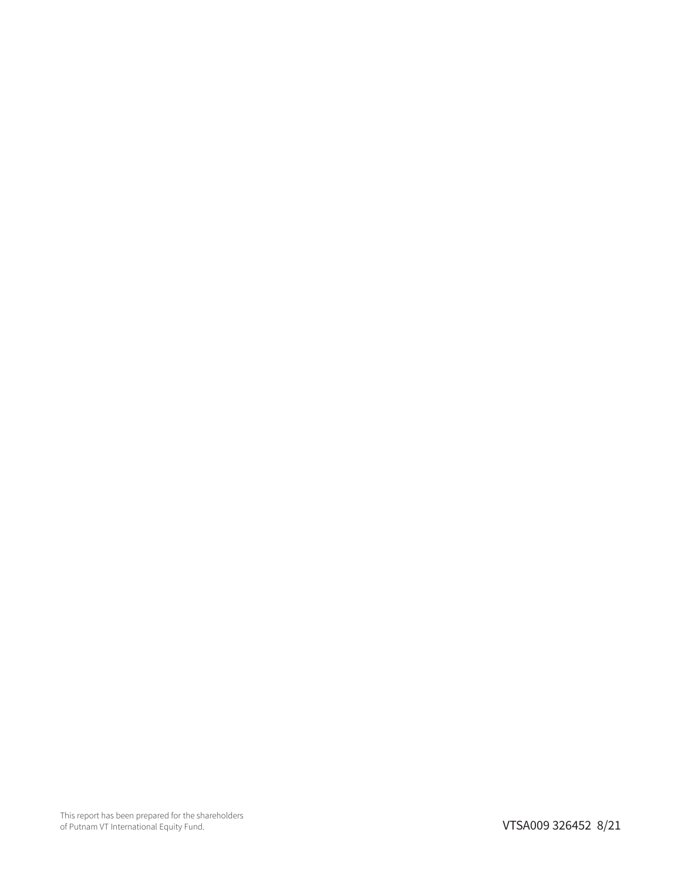This report has been prepared for the shareholders of Putnam VT International Equity Fund.

VTSA009 326452 8/21